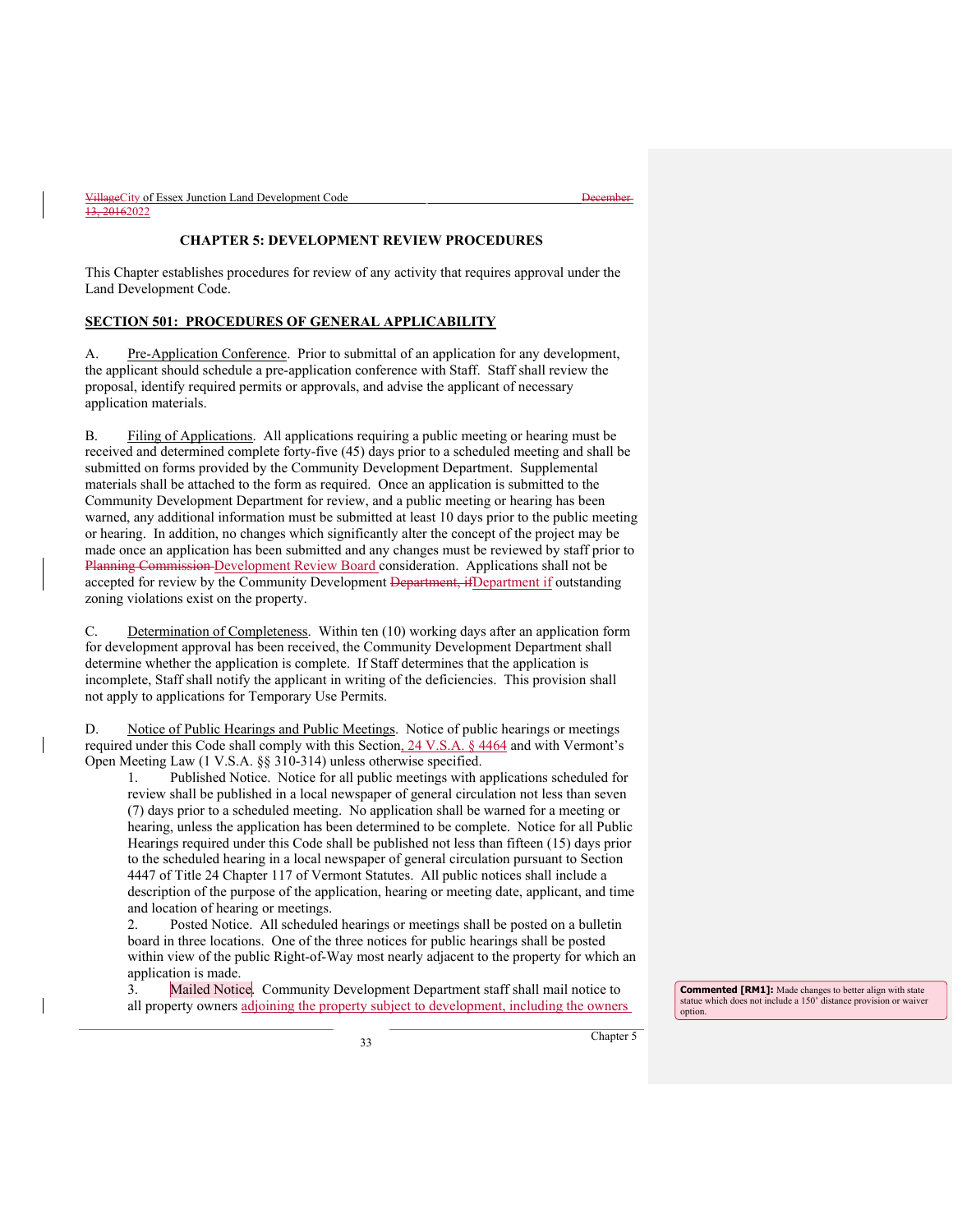# CHAPTER 5: DEVELOPMENT REVIEW PROCEDURES

This Chapter establishes procedures for review of any activity that requires approval under the Land Development Code.

## SECTION 501: PROCEDURES OF GENERAL APPLICABILITY

A. Pre-Application Conference. Prior to submittal of an application for any development, the applicant should schedule a pre-application conference with Staff. Staff shall review the proposal, identify required permits or approvals, and advise the applicant of necessary application materials.

B. Filing of Applications. All applications requiring a public meeting or hearing must be received and determined complete forty-five (45) days prior to a scheduled meeting and shall be submitted on forms provided by the Community Development Department. Supplemental materials shall be attached to the form as required. Once an application is submitted to the Community Development Department for review, and a public meeting or hearing has been warned, any additional information must be submitted at least 10 days prior to the public meeting or hearing. In addition, no changes which significantly alter the concept of the project may be made once an application has been submitted and any changes must be reviewed by staff prior to ~~Planning Commission~~ Development Review Board consideration. Applications shall not be accepted for review by the Community Development ~~Department, if~~Department if outstanding zoning violations exist on the property.

C. Determination of Completeness. Within ten (10) working days after an application form for development approval has been received, the Community Development Department shall determine whether the application is complete. If Staff determines that the application is incomplete, Staff shall notify the applicant in writing of the deficiencies. This provision shall not apply to applications for Temporary Use Permits.

D. Notice of Public Hearings and Public Meetings. Notice of public hearings or meetings required under this Code shall comply with this Section, 24 V.S.A. § 4464 and with Vermont's Open Meeting Law (1 V.S.A. §§ 310-314) unless otherwise specified.

1. Published Notice. Notice for all public meetings with applications scheduled for review shall be published in a local newspaper of general circulation not less than seven (7) days prior to a scheduled meeting. No application shall be warned for a meeting or hearing, unless the application has been determined to be complete. Notice for all Public Hearings required under this Code shall be published not less than fifteen (15) days prior to the scheduled hearing in a local newspaper of general circulation pursuant to Section 4447 of Title 24 Chapter 117 of Vermont Statutes. All public notices shall include a description of the purpose of the application, hearing or meeting date, applicant, and time and location of hearing or meetings.

2. Posted Notice. All scheduled hearings or meetings shall be posted on a bulletin board in three locations. One of the three notices for public hearings shall be posted within view of the public Right-of-Way most nearly adjacent to the property for which an application is made.

3. Mailed Notice. Community Development Department staff shall mail notice to all property owners adjoining the property subject to development, including the owners

**Commented [RM1]:** Made changes to better align with state statue which does not include a 150' distance provision or waiver option.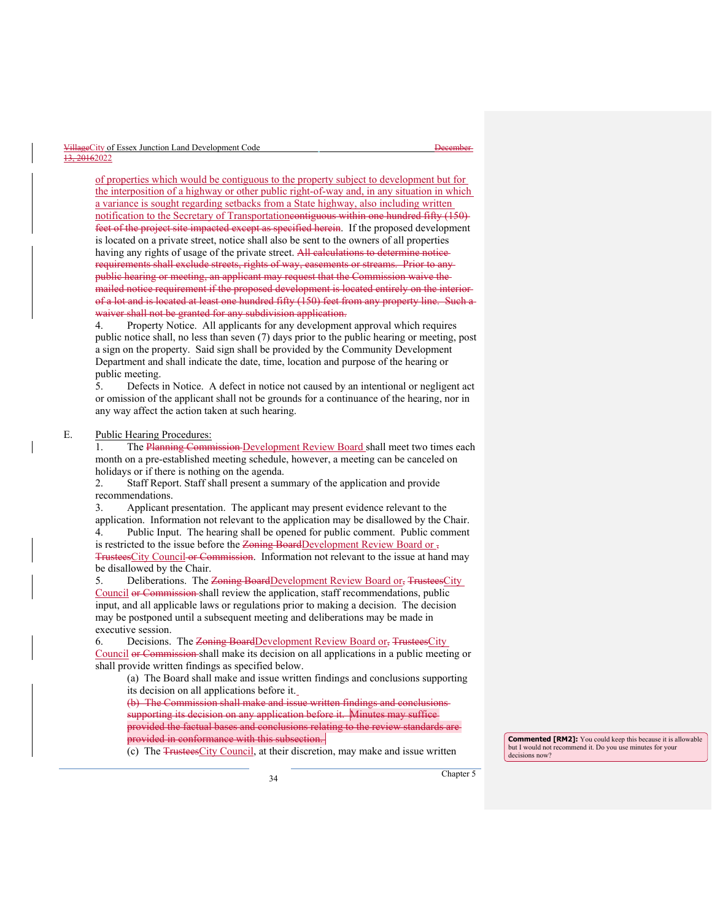of properties which would be contiguous to the property subject to development but for the interposition of a highway or other public right-of-way and, in any situation in which a variance is sought regarding setbacks from a State highway, also including written notification to the Secretary of Transportationcontiguous within one hundred fifty (150) feet of the project site impacted except as specified herein. If the proposed development is located on a private street, notice shall also be sent to the owners of all properties having any rights of usage of the private street. All calculations to determine notice requirements shall exclude streets, rights of way, easements or streams. Prior to any public hearing or meeting, an applicant may request that the Commission waive the mailed notice requirement if the proposed development is located entirely on the interior of a lot and is located at least one hundred fifty (150) feet from any property line. Such a waiver shall not be granted for any subdivision application.

4. Property Notice. All applicants for any development approval which requires public notice shall, no less than seven (7) days prior to the public hearing or meeting, post a sign on the property. Said sign shall be provided by the Community Development Department and shall indicate the date, time, location and purpose of the hearing or public meeting.

5. Defects in Notice. A defect in notice not caused by an intentional or negligent act or omission of the applicant shall not be grounds for a continuance of the hearing, nor in any way affect the action taken at such hearing.

E. Public Hearing Procedures:

1. The Planning Commission Development Review Board shall meet two times each month on a pre-established meeting schedule, however, a meeting can be canceled on holidays or if there is nothing on the agenda.

2. Staff Report. Staff shall present a summary of the application and provide recommendations.

3. Applicant presentation. The applicant may present evidence relevant to the application. Information not relevant to the application may be disallowed by the Chair.

4. Public Input. The hearing shall be opened for public comment. Public comment is restricted to the issue before the Zoning BoardDevelopment Review Board or , TrusteesCity Council or Commission. Information not relevant to the issue at hand may be disallowed by the Chair.

5. Deliberations. The Zoning BoardDevelopment Review Board or, TrusteesCity Council or Commission shall review the application, staff recommendations, public input, and all applicable laws or regulations prior to making a decision. The decision may be postponed until a subsequent meeting and deliberations may be made in executive session.

6. Decisions. The Zoning BoardDevelopment Review Board or, TrusteesCity Council or Commission shall make its decision on all applications in a public meeting or shall provide written findings as specified below.

(a) The Board shall make and issue written findings and conclusions supporting its decision on all applications before it.

(b) The Commission shall make and issue written findings and conclusions supporting its decision on any application before it. Minutes may suffice provided the factual bases and conclusions relating to the review standards are provided in conformance with this subsection.

(c) The TrusteesCity Council, at their discretion, may make and issue written

**Commented [RM2]:** You could keep this because it is allowable but I would not recommend it. Do you use minutes for your decisions now?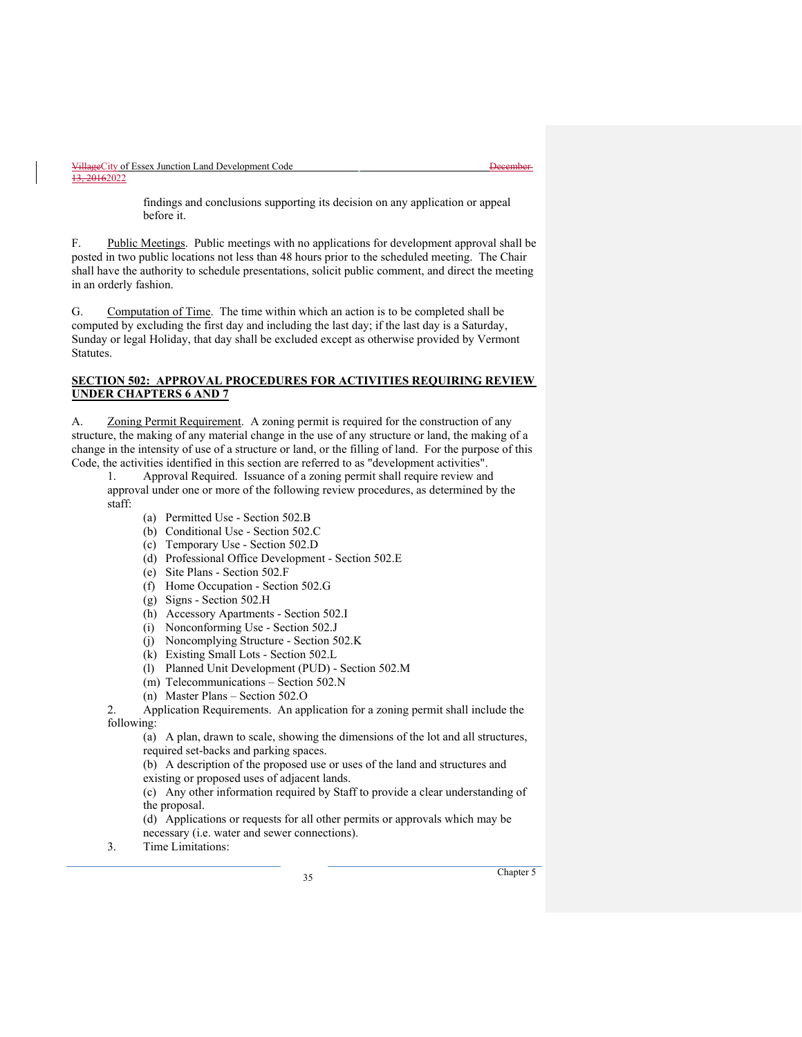findings and conclusions supporting its decision on any application or appeal before it.

F. Public Meetings. Public meetings with no applications for development approval shall be posted in two public locations not less than 48 hours prior to the scheduled meeting. The Chair shall have the authority to schedule presentations, solicit public comment, and direct the meeting in an orderly fashion.

G. Computation of Time. The time within which an action is to be completed shall be computed by excluding the first day and including the last day; if the last day is a Saturday, Sunday or legal Holiday, that day shall be excluded except as otherwise provided by Vermont Statutes.

## SECTION 502: APPROVAL PROCEDURES FOR ACTIVITIES REQUIRING REVIEW UNDER CHAPTERS 6 AND 7

A. Zoning Permit Requirement. A zoning permit is required for the construction of any structure, the making of any material change in the use of any structure or land, the making of a change in the intensity of use of a structure or land, or the filling of land. For the purpose of this Code, the activities identified in this section are referred to as "development activities".

1. Approval Required. Issuance of a zoning permit shall require review and approval under one or more of the following review procedures, as determined by the staff:
    - (a) Permitted Use - Section 502.B
    - (b) Conditional Use - Section 502.C
    - (c) Temporary Use - Section 502.D
    - (d) Professional Office Development - Section 502.E
    - (e) Site Plans - Section 502.F
    - (f) Home Occupation - Section 502.G
    - (g) Signs - Section 502.H
    - (h) Accessory Apartments - Section 502.I
    - (i) Nonconforming Use - Section 502.J
    - (j) Noncomplying Structure - Section 502.K
    - (k) Existing Small Lots - Section 502.L
    - (l) Planned Unit Development (PUD) - Section 502.M
    - (m) Telecommunications – Section 502.N
    - (n) Master Plans – Section 502.O
2. Application Requirements. An application for a zoning permit shall include the following:
    - (a) A plan, drawn to scale, showing the dimensions of the lot and all structures, required set-backs and parking spaces.
    - (b) A description of the proposed use or uses of the land and structures and existing or proposed uses of adjacent lands.
    - (c) Any other information required by Staff to provide a clear understanding of the proposal.
    - (d) Applications or requests for all other permits or approvals which may be necessary (i.e. water and sewer connections).
3. Time Limitations: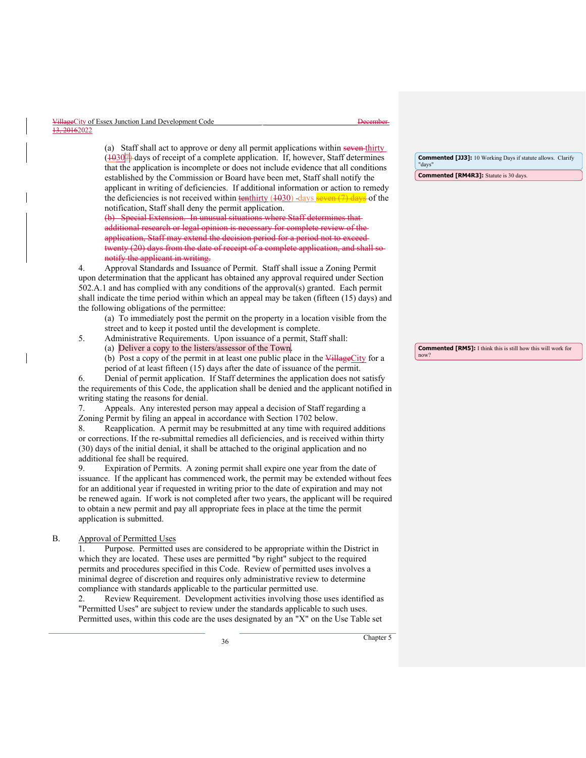(a) Staff shall act to approve or deny all permit applications within ~~seven~~ thirty (~~10~~30~~7~~) days of receipt of a complete application. If, however, Staff determines that the application is incomplete or does not include evidence that all conditions established by the Commission or Board have been met, Staff shall notify the applicant in writing of deficiencies. If additional information or action to remedy the deficiencies is not received within ~~ten~~thirty (~~10~~30) days ~~seven (7) days~~ of the notification, Staff shall deny the permit application.

~~(b) Special Extension. In unusual situations where Staff determines that additional research or legal opinion is necessary for complete review of the application, Staff may extend the decision period for a period not to exceed twenty (20) days from the date of receipt of a complete application, and shall so notify the applicant in writing.~~

4. Approval Standards and Issuance of Permit. Staff shall issue a Zoning Permit upon determination that the applicant has obtained any approval required under Section 502.A.1 and has complied with any conditions of the approval(s) granted. Each permit shall indicate the time period within which an appeal may be taken (fifteen (15) days) and the following obligations of the permittee:

(a) To immediately post the permit on the property in a location visible from the street and to keep it posted until the development is complete.

5. Administrative Requirements. Upon issuance of a permit, Staff shall:

(a) Deliver a copy to the listers/assessor of the Town.

(b) Post a copy of the permit in at least one public place in the ~~Village~~City for a period of at least fifteen (15) days after the date of issuance of the permit.

6. Denial of permit application. If Staff determines the application does not satisfy the requirements of this Code, the application shall be denied and the applicant notified in writing stating the reasons for denial.

7. Appeals. Any interested person may appeal a decision of Staff regarding a Zoning Permit by filing an appeal in accordance with Section 1702 below.

8. Reapplication. A permit may be resubmitted at any time with required additions or corrections. If the re-submittal remedies all deficiencies, and is received within thirty (30) days of the initial denial, it shall be attached to the original application and no additional fee shall be required.

9. Expiration of Permits. A zoning permit shall expire one year from the date of issuance. If the applicant has commenced work, the permit may be extended without fees for an additional year if requested in writing prior to the date of expiration and may not be renewed again. If work is not completed after two years, the applicant will be required to obtain a new permit and pay all appropriate fees in place at the time the permit application is submitted.

B. Approval of Permitted Uses

1. Purpose. Permitted uses are considered to be appropriate within the District in which they are located. These uses are permitted "by right" subject to the required permits and procedures specified in this Code. Review of permitted uses involves a minimal degree of discretion and requires only administrative review to determine compliance with standards applicable to the particular permitted use.

2. Review Requirement. Development activities involving those uses identified as "Permitted Uses" are subject to review under the standards applicable to such uses. Permitted uses, within this code are the uses designated by an "X" on the Use Table set

**Commented [JJ3]:** 10 Working Days if statute allows. Clarify "days"

**Commented [RM4R3]:** Statute is 30 days.

**Commented [RM5]:** I think this is still how this will work for now?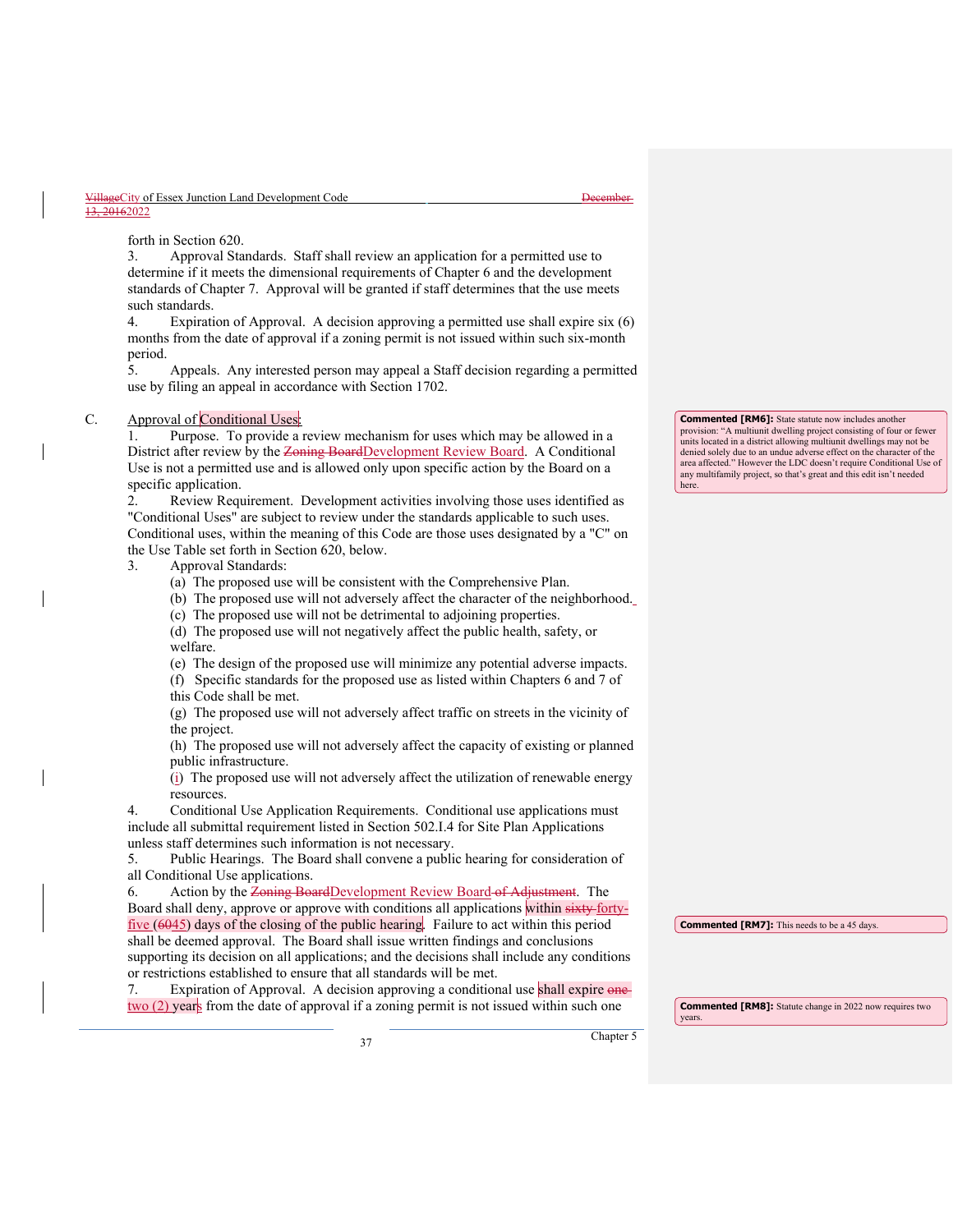forth in Section 620.

3. Approval Standards. Staff shall review an application for a permitted use to determine if it meets the dimensional requirements of Chapter 6 and the development standards of Chapter 7. Approval will be granted if staff determines that the use meets such standards.

4. Expiration of Approval. A decision approving a permitted use shall expire six (6) months from the date of approval if a zoning permit is not issued within such six-month period.

5. Appeals. Any interested person may appeal a Staff decision regarding a permitted use by filing an appeal in accordance with Section 1702.

C. Approval of Conditional Uses:

1. Purpose. To provide a review mechanism for uses which may be allowed in a District after review by the ~~Zoning Board~~Development Review Board. A Conditional Use is not a permitted use and is allowed only upon specific action by the Board on a specific application.

2. Review Requirement. Development activities involving those uses identified as "Conditional Uses" are subject to review under the standards applicable to such uses. Conditional uses, within the meaning of this Code are those uses designated by a "C" on the Use Table set forth in Section 620, below.

3. Approval Standards:

(a) The proposed use will be consistent with the Comprehensive Plan.

(b) The proposed use will not adversely affect the character of the neighborhood.

(c) The proposed use will not be detrimental to adjoining properties.

(d) The proposed use will not negatively affect the public health, safety, or welfare.

(e) The design of the proposed use will minimize any potential adverse impacts.

(f) Specific standards for the proposed use as listed within Chapters 6 and 7 of this Code shall be met.

(g) The proposed use will not adversely affect traffic on streets in the vicinity of the project.

(h) The proposed use will not adversely affect the capacity of existing or planned public infrastructure.

(i) The proposed use will not adversely affect the utilization of renewable energy resources.

4. Conditional Use Application Requirements. Conditional use applications must include all submittal requirement listed in Section 502.I.4 for Site Plan Applications unless staff determines such information is not necessary.

5. Public Hearings. The Board shall convene a public hearing for consideration of all Conditional Use applications.

6. Action by the ~~Zoning Board~~Development Review Board ~~of Adjustment~~. The Board shall deny, approve or approve with conditions all applications within ~~sixty~~ forty-five (~~60~~45) days of the closing of the public hearing. Failure to act within this period shall be deemed approval. The Board shall issue written findings and conclusions supporting its decision on all applications; and the decisions shall include any conditions or restrictions established to ensure that all standards will be met.

7. Expiration of Approval. A decision approving a conditional use shall expire ~~one~~ two (2) years from the date of approval if a zoning permit is not issued within such one

**Commented [RM6]:** State statute now includes another provision: "A multiunit dwelling project consisting of four or fewer units located in a district allowing multiunit dwellings may not be denied solely due to an undue adverse effect on the character of the area affected." However the LDC doesn't require Conditional Use of any multifamily project, so that's great and this edit isn't needed here.

**Commented [RM7]:** This needs to be a 45 days.

**Commented [RM8]:** Statute change in 2022 now requires two years.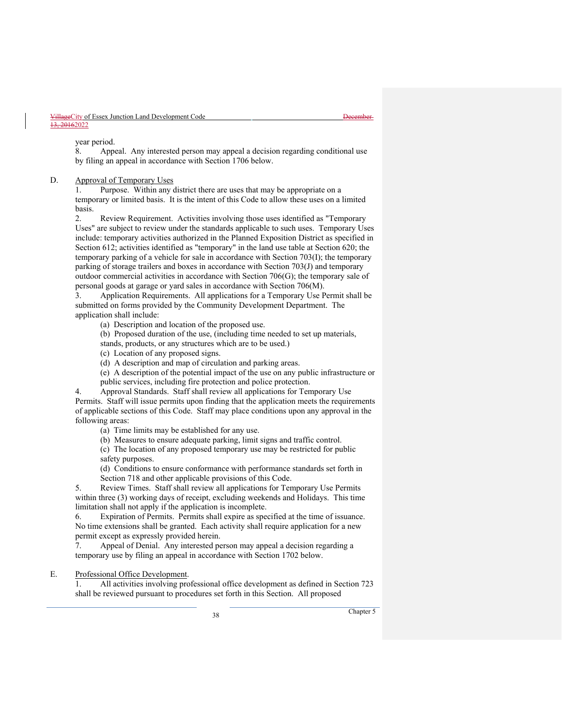year period.

8. Appeal. Any interested person may appeal a decision regarding conditional use by filing an appeal in accordance with Section 1706 below.

D. Approval of Temporary Uses

1. Purpose. Within any district there are uses that may be appropriate on a temporary or limited basis. It is the intent of this Code to allow these uses on a limited basis.

2. Review Requirement. Activities involving those uses identified as "Temporary Uses" are subject to review under the standards applicable to such uses. Temporary Uses include: temporary activities authorized in the Planned Exposition District as specified in Section 612; activities identified as "temporary" in the land use table at Section 620; the temporary parking of a vehicle for sale in accordance with Section 703(I); the temporary parking of storage trailers and boxes in accordance with Section 703(J) and temporary outdoor commercial activities in accordance with Section 706(G); the temporary sale of personal goods at garage or yard sales in accordance with Section 706(M).

3. Application Requirements. All applications for a Temporary Use Permit shall be submitted on forms provided by the Community Development Department. The application shall include:

(a) Description and location of the proposed use.

(b) Proposed duration of the use, (including time needed to set up materials, stands, products, or any structures which are to be used.)

(c) Location of any proposed signs.

(d) A description and map of circulation and parking areas.

(e) A description of the potential impact of the use on any public infrastructure or public services, including fire protection and police protection.

4. Approval Standards. Staff shall review all applications for Temporary Use Permits. Staff will issue permits upon finding that the application meets the requirements of applicable sections of this Code. Staff may place conditions upon any approval in the following areas:

(a) Time limits may be established for any use.

(b) Measures to ensure adequate parking, limit signs and traffic control.

(c) The location of any proposed temporary use may be restricted for public safety purposes.

(d) Conditions to ensure conformance with performance standards set forth in Section 718 and other applicable provisions of this Code.

5. Review Times. Staff shall review all applications for Temporary Use Permits within three (3) working days of receipt, excluding weekends and Holidays. This time limitation shall not apply if the application is incomplete.

6. Expiration of Permits. Permits shall expire as specified at the time of issuance. No time extensions shall be granted. Each activity shall require application for a new permit except as expressly provided herein.

7. Appeal of Denial. Any interested person may appeal a decision regarding a temporary use by filing an appeal in accordance with Section 1702 below.

E. Professional Office Development.

1. All activities involving professional office development as defined in Section 723 shall be reviewed pursuant to procedures set forth in this Section. All proposed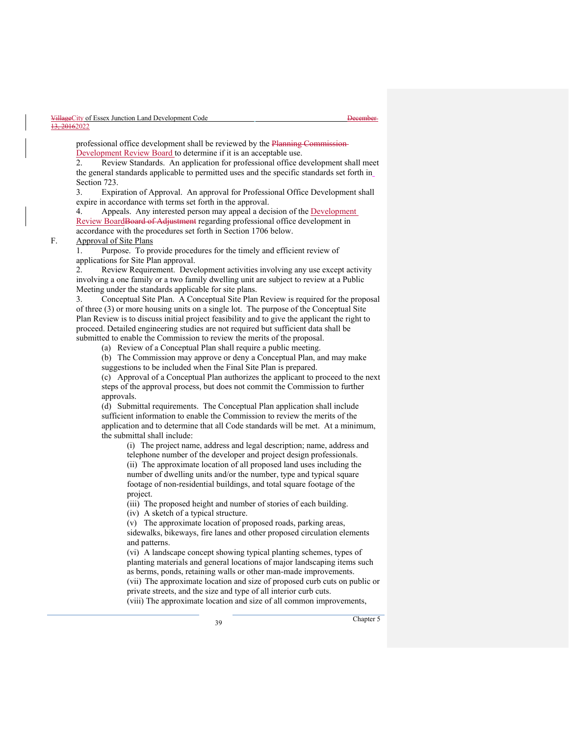professional office development shall be reviewed by the ~~Planning Commission~~ Development Review Board to determine if it is an acceptable use.

2. Review Standards. An application for professional office development shall meet the general standards applicable to permitted uses and the specific standards set forth in Section 723.

3. Expiration of Approval. An approval for Professional Office Development shall expire in accordance with terms set forth in the approval.

4. Appeals. Any interested person may appeal a decision of the Development Review Board~~Board of Adjustment~~ regarding professional office development in accordance with the procedures set forth in Section 1706 below.

F. Approval of Site Plans

1. Purpose. To provide procedures for the timely and efficient review of applications for Site Plan approval.

2. Review Requirement. Development activities involving any use except activity involving a one family or a two family dwelling unit are subject to review at a Public Meeting under the standards applicable for site plans.

3. Conceptual Site Plan. A Conceptual Site Plan Review is required for the proposal of three (3) or more housing units on a single lot. The purpose of the Conceptual Site Plan Review is to discuss initial project feasibility and to give the applicant the right to proceed. Detailed engineering studies are not required but sufficient data shall be submitted to enable the Commission to review the merits of the proposal.

(a) Review of a Conceptual Plan shall require a public meeting.

(b) The Commission may approve or deny a Conceptual Plan, and may make suggestions to be included when the Final Site Plan is prepared.

(c) Approval of a Conceptual Plan authorizes the applicant to proceed to the next steps of the approval process, but does not commit the Commission to further approvals.

(d) Submittal requirements. The Conceptual Plan application shall include sufficient information to enable the Commission to review the merits of the application and to determine that all Code standards will be met. At a minimum, the submittal shall include:

(i) The project name, address and legal description; name, address and telephone number of the developer and project design professionals.

(ii) The approximate location of all proposed land uses including the number of dwelling units and/or the number, type and typical square footage of non-residential buildings, and total square footage of the project.

(iii) The proposed height and number of stories of each building.

(iv) A sketch of a typical structure.

(v) The approximate location of proposed roads, parking areas, sidewalks, bikeways, fire lanes and other proposed circulation elements and patterns.

(vi) A landscape concept showing typical planting schemes, types of planting materials and general locations of major landscaping items such as berms, ponds, retaining walls or other man-made improvements.

(vii) The approximate location and size of proposed curb cuts on public or private streets, and the size and type of all interior curb cuts.

(viii) The approximate location and size of all common improvements,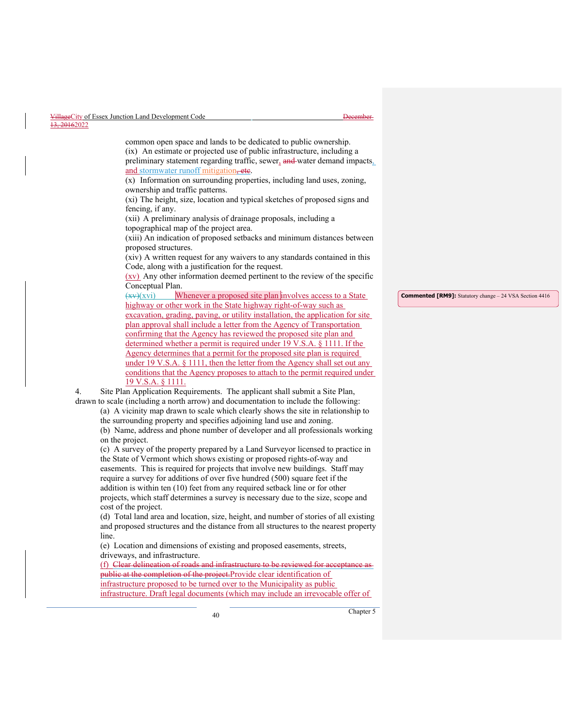common open space and lands to be dedicated to public ownership.

(ix) An estimate or projected use of public infrastructure, including a preliminary statement regarding traffic, sewer, ~~and~~ water demand impacts, and stormwater runoff mitigation~~, etc~~.

(x) Information on surrounding properties, including land uses, zoning, ownership and traffic patterns.

(xi) The height, size, location and typical sketches of proposed signs and fencing, if any.

(xii) A preliminary analysis of drainage proposals, including a topographical map of the project area.

(xiii) An indication of proposed setbacks and minimum distances between proposed structures.

(xiv) A written request for any waivers to any standards contained in this Code, along with a justification for the request.

(xv) Any other information deemed pertinent to the review of the specific Conceptual Plan.

~~(xv)~~(xvi) Whenever a proposed site plan involves access to a State highway or other work in the State highway right-of-way such as excavation, grading, paving, or utility installation, the application for site plan approval shall include a letter from the Agency of Transportation confirming that the Agency has reviewed the proposed site plan and determined whether a permit is required under 19 V.S.A. § 1111. If the Agency determines that a permit for the proposed site plan is required under 19 V.S.A. § 1111, then the letter from the Agency shall set out any conditions that the Agency proposes to attach to the permit required under 19 V.S.A. § 1111.

**Commented [RM9]:** Statutory change – 24 VSA Section 4416

4. Site Plan Application Requirements. The applicant shall submit a Site Plan, drawn to scale (including a north arrow) and documentation to include the following:

(a) A vicinity map drawn to scale which clearly shows the site in relationship to the surrounding property and specifies adjoining land use and zoning.

(b) Name, address and phone number of developer and all professionals working on the project.

(c) A survey of the property prepared by a Land Surveyor licensed to practice in the State of Vermont which shows existing or proposed rights-of-way and easements. This is required for projects that involve new buildings. Staff may require a survey for additions of over five hundred (500) square feet if the addition is within ten (10) feet from any required setback line or for other projects, which staff determines a survey is necessary due to the size, scope and cost of the project.

(d) Total land area and location, size, height, and number of stories of all existing and proposed structures and the distance from all structures to the nearest property line.

(e) Location and dimensions of existing and proposed easements, streets, driveways, and infrastructure.

(f) ~~Clear delineation of roads and infrastructure to be reviewed for acceptance as public at the completion of the project.~~ Provide clear identification of infrastructure proposed to be turned over to the Municipality as public infrastructure. Draft legal documents (which may include an irrevocable offer of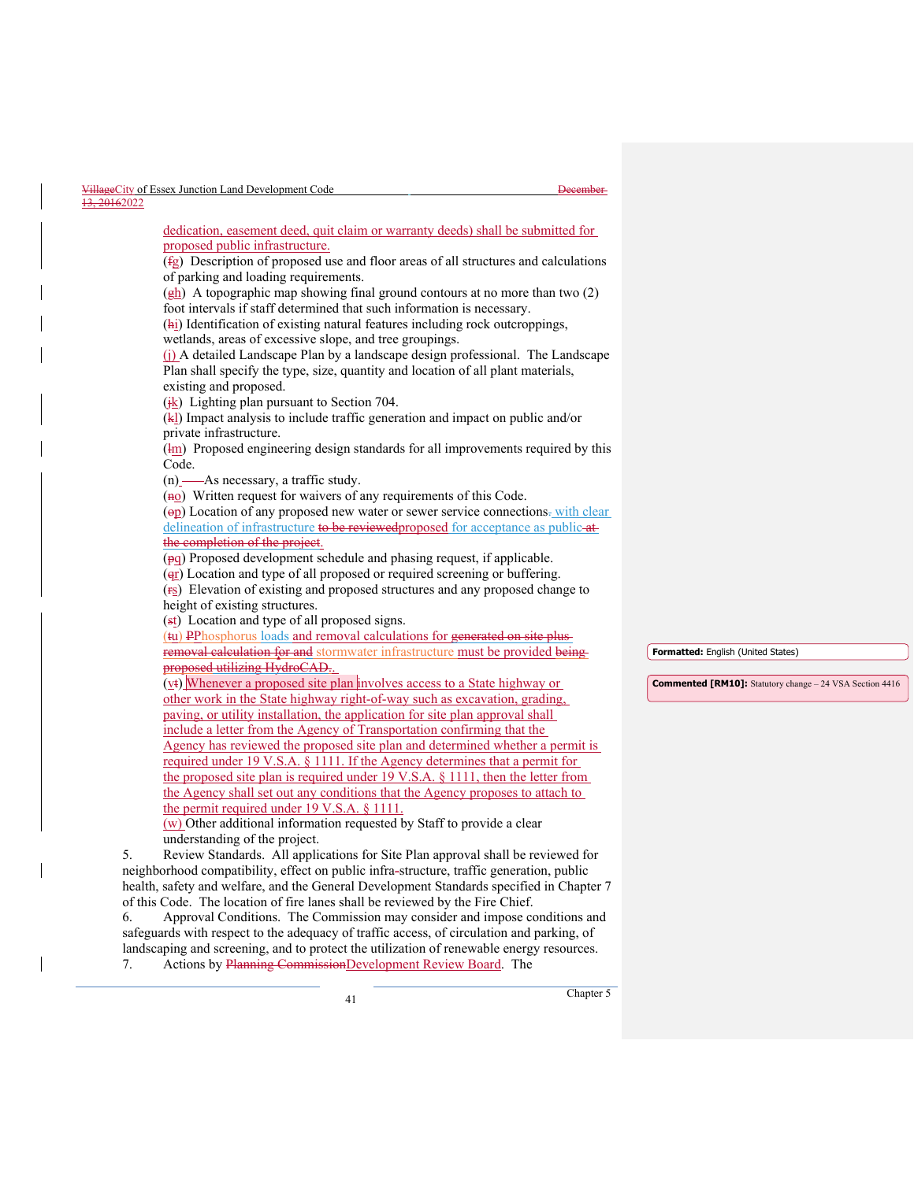dedication, easement deed, quit claim or warranty deeds) shall be submitted for proposed public infrastructure.

(fg) Description of proposed use and floor areas of all structures and calculations of parking and loading requirements.

(gh) A topographic map showing final ground contours at no more than two (2) foot intervals if staff determined that such information is necessary.

(hi) Identification of existing natural features including rock outcroppings, wetlands, areas of excessive slope, and tree groupings.

(j) A detailed Landscape Plan by a landscape design professional. The Landscape Plan shall specify the type, size, quantity and location of all plant materials, existing and proposed.

(jk) Lighting plan pursuant to Section 704.

(kl) Impact analysis to include traffic generation and impact on public and/or private infrastructure.

(lm) Proposed engineering design standards for all improvements required by this Code.

(n) As necessary, a traffic study.

(no) Written request for waivers of any requirements of this Code.

(op) Location of any proposed new water or sewer service connections. with clear delineation of infrastructure to be reviewedproposed for acceptance as public at the completion of the project.

(pq) Proposed development schedule and phasing request, if applicable.

(qr) Location and type of all proposed or required screening or buffering.

(rs) Elevation of existing and proposed structures and any proposed change to height of existing structures.

(st) Location and type of all proposed signs.

(tu) PPhosphorus loads and removal calculations for generated on site plus removal calculation for and stormwater infrastructure must be provided being proposed utilizing HydroCAD.

(vt) Whenever a proposed site plan involves access to a State highway or other work in the State highway right-of-way such as excavation, grading, paving, or utility installation, the application for site plan approval shall include a letter from the Agency of Transportation confirming that the Agency has reviewed the proposed site plan and determined whether a permit is required under 19 V.S.A. § 1111. If the Agency determines that a permit for the proposed site plan is required under 19 V.S.A. § 1111, then the letter from the Agency shall set out any conditions that the Agency proposes to attach to the permit required under 19 V.S.A. § 1111.

(w) Other additional information requested by Staff to provide a clear understanding of the project.

5. Review Standards. All applications for Site Plan approval shall be reviewed for neighborhood compatibility, effect on public infra-structure, traffic generation, public health, safety and welfare, and the General Development Standards specified in Chapter 7 of this Code. The location of fire lanes shall be reviewed by the Fire Chief.

6. Approval Conditions. The Commission may consider and impose conditions and safeguards with respect to the adequacy of traffic access, of circulation and parking, of landscaping and screening, and to protect the utilization of renewable energy resources.

7. Actions by Planning CommissionDevelopment Review Board. The

Formatted: English (United States)

Commented [RM10]: Statutory change – 24 VSA Section 4416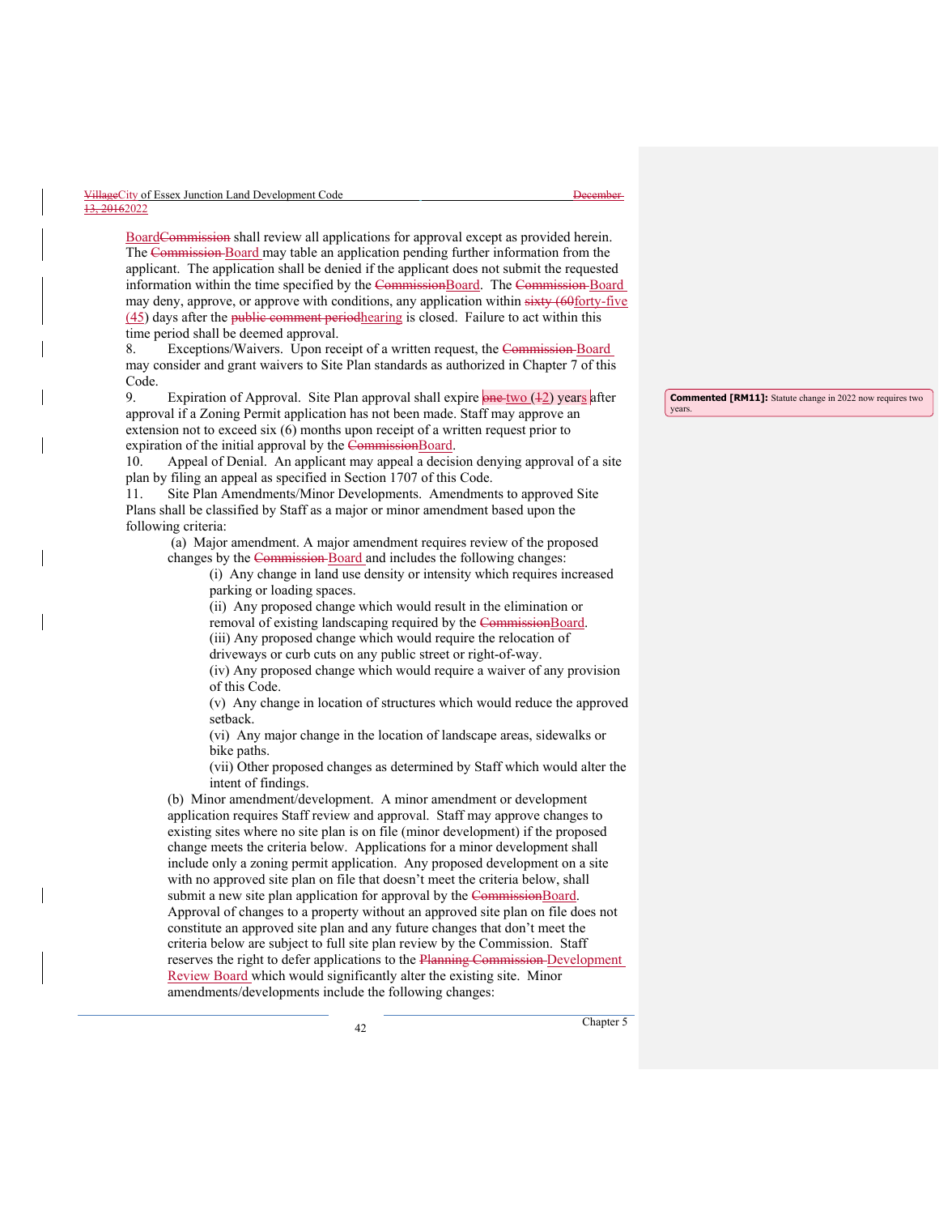BoardCommission shall review all applications for approval except as provided herein. The Commission Board may table an application pending further information from the applicant. The application shall be denied if the applicant does not submit the requested information within the time specified by the CommissionBoard. The Commission Board may deny, approve, or approve with conditions, any application within sixty (60forty-five (45) days after the public comment periodhearing is closed. Failure to act within this time period shall be deemed approval.

8. Exceptions/Waivers. Upon receipt of a written request, the Commission Board may consider and grant waivers to Site Plan standards as authorized in Chapter 7 of this Code.

9. Expiration of Approval. Site Plan approval shall expire one two (12) years after approval if a Zoning Permit application has not been made. Staff may approve an extension not to exceed six (6) months upon receipt of a written request prior to expiration of the initial approval by the CommissionBoard.

10. Appeal of Denial. An applicant may appeal a decision denying approval of a site plan by filing an appeal as specified in Section 1707 of this Code.

11. Site Plan Amendments/Minor Developments. Amendments to approved Site Plans shall be classified by Staff as a major or minor amendment based upon the following criteria:

(a) Major amendment. A major amendment requires review of the proposed changes by the Commission Board and includes the following changes:

(i) Any change in land use density or intensity which requires increased parking or loading spaces.

(ii) Any proposed change which would result in the elimination or removal of existing landscaping required by the CommissionBoard.

(iii) Any proposed change which would require the relocation of driveways or curb cuts on any public street or right-of-way.

(iv) Any proposed change which would require a waiver of any provision of this Code.

(v) Any change in location of structures which would reduce the approved setback.

(vi) Any major change in the location of landscape areas, sidewalks or bike paths.

(vii) Other proposed changes as determined by Staff which would alter the intent of findings.

(b) Minor amendment/development. A minor amendment or development application requires Staff review and approval. Staff may approve changes to existing sites where no site plan is on file (minor development) if the proposed change meets the criteria below. Applications for a minor development shall include only a zoning permit application. Any proposed development on a site with no approved site plan on file that doesn't meet the criteria below, shall submit a new site plan application for approval by the CommissionBoard. Approval of changes to a property without an approved site plan on file does not constitute an approved site plan and any future changes that don't meet the criteria below are subject to full site plan review by the Commission. Staff reserves the right to defer applications to the Planning Commission Development Review Board which would significantly alter the existing site. Minor amendments/developments include the following changes:

**Commented [RM11]:** Statute change in 2022 now requires two years.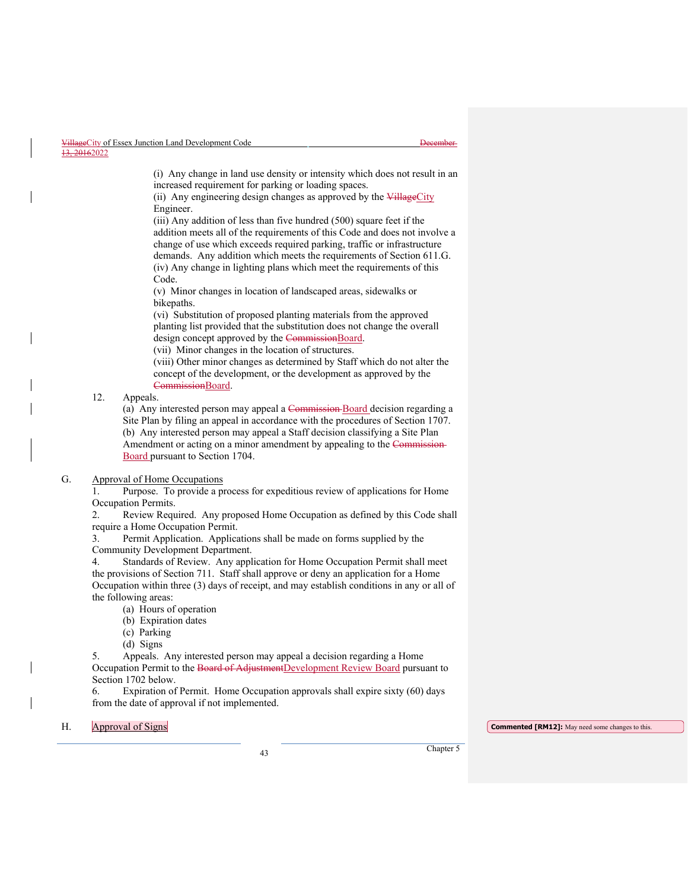(i) Any change in land use density or intensity which does not result in an increased requirement for parking or loading spaces.
(ii) Any engineering design changes as approved by the ~~Village~~City Engineer.
(iii) Any addition of less than five hundred (500) square feet if the addition meets all of the requirements of this Code and does not involve a change of use which exceeds required parking, traffic or infrastructure demands. Any addition which meets the requirements of Section 611.G.
(iv) Any change in lighting plans which meet the requirements of this Code.
(v) Minor changes in location of landscaped areas, sidewalks or bikepaths.
(vi) Substitution of proposed planting materials from the approved planting list provided that the substitution does not change the overall design concept approved by the ~~Commission~~Board.
(vii) Minor changes in the location of structures.
(viii) Other minor changes as determined by Staff which do not alter the concept of the development, or the development as approved by the ~~Commission~~Board.

12. Appeals.
(a) Any interested person may appeal a ~~Commission~~ Board decision regarding a Site Plan by filing an appeal in accordance with the procedures of Section 1707.
(b) Any interested person may appeal a Staff decision classifying a Site Plan Amendment or acting on a minor amendment by appealing to the ~~Commission~~ Board pursuant to Section 1704.

G. Approval of Home Occupations

1. Purpose. To provide a process for expeditious review of applications for Home Occupation Permits.
2. Review Required. Any proposed Home Occupation as defined by this Code shall require a Home Occupation Permit.
3. Permit Application. Applications shall be made on forms supplied by the Community Development Department.
4. Standards of Review. Any application for Home Occupation Permit shall meet the provisions of Section 711. Staff shall approve or deny an application for a Home Occupation within three (3) days of receipt, and may establish conditions in any or all of the following areas:
   (a) Hours of operation
   (b) Expiration dates
   (c) Parking
   (d) Signs
5. Appeals. Any interested person may appeal a decision regarding a Home Occupation Permit to the ~~Board of Adjustment~~Development Review Board pursuant to Section 1702 below.
6. Expiration of Permit. Home Occupation approvals shall expire sixty (60) days from the date of approval if not implemented.

H. Approval of Signs

**Commented [RM12]:** May need some changes to this.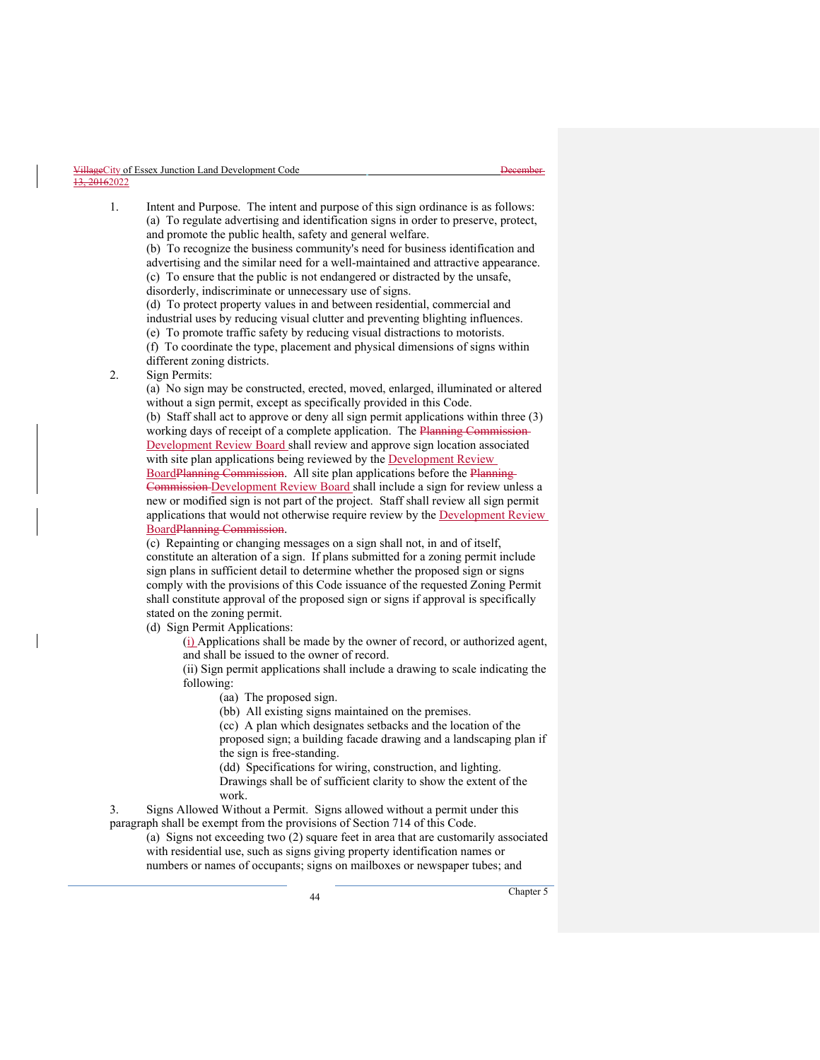1. Intent and Purpose. The intent and purpose of this sign ordinance is as follows:
   (a) To regulate advertising and identification signs in order to preserve, protect, and promote the public health, safety and general welfare.
   (b) To recognize the business community's need for business identification and advertising and the similar need for a well-maintained and attractive appearance.
   (c) To ensure that the public is not endangered or distracted by the unsafe, disorderly, indiscriminate or unnecessary use of signs.
   (d) To protect property values in and between residential, commercial and industrial uses by reducing visual clutter and preventing blighting influences.
   (e) To promote traffic safety by reducing visual distractions to motorists.
   (f) To coordinate the type, placement and physical dimensions of signs within different zoning districts.

2. Sign Permits:
   (a) No sign may be constructed, erected, moved, enlarged, illuminated or altered without a sign permit, except as specifically provided in this Code.
   (b) Staff shall act to approve or deny all sign permit applications within three (3) working days of receipt of a complete application. The ~~Planning Commission~~ Development Review Board shall review and approve sign location associated with site plan applications being reviewed by the Development Review Board~~Planning Commission~~. All site plan applications before the ~~Planning Commission~~ Development Review Board shall include a sign for review unless a new or modified sign is not part of the project. Staff shall review all sign permit applications that would not otherwise require review by the Development Review Board~~Planning Commission~~.
   (c) Repainting or changing messages on a sign shall not, in and of itself, constitute an alteration of a sign. If plans submitted for a zoning permit include sign plans in sufficient detail to determine whether the proposed sign or signs comply with the provisions of this Code issuance of the requested Zoning Permit shall constitute approval of the proposed sign or signs if approval is specifically stated on the zoning permit.
   (d) Sign Permit Applications:
      (i) Applications shall be made by the owner of record, or authorized agent, and shall be issued to the owner of record.
      (ii) Sign permit applications shall include a drawing to scale indicating the following:
         (aa) The proposed sign.
         (bb) All existing signs maintained on the premises.
         (cc) A plan which designates setbacks and the location of the proposed sign; a building facade drawing and a landscaping plan if the sign is free-standing.
         (dd) Specifications for wiring, construction, and lighting. Drawings shall be of sufficient clarity to show the extent of the work.

3. Signs Allowed Without a Permit. Signs allowed without a permit under this paragraph shall be exempt from the provisions of Section 714 of this Code.
   (a) Signs not exceeding two (2) square feet in area that are customarily associated with residential use, such as signs giving property identification names or numbers or names of occupants; signs on mailboxes or newspaper tubes; and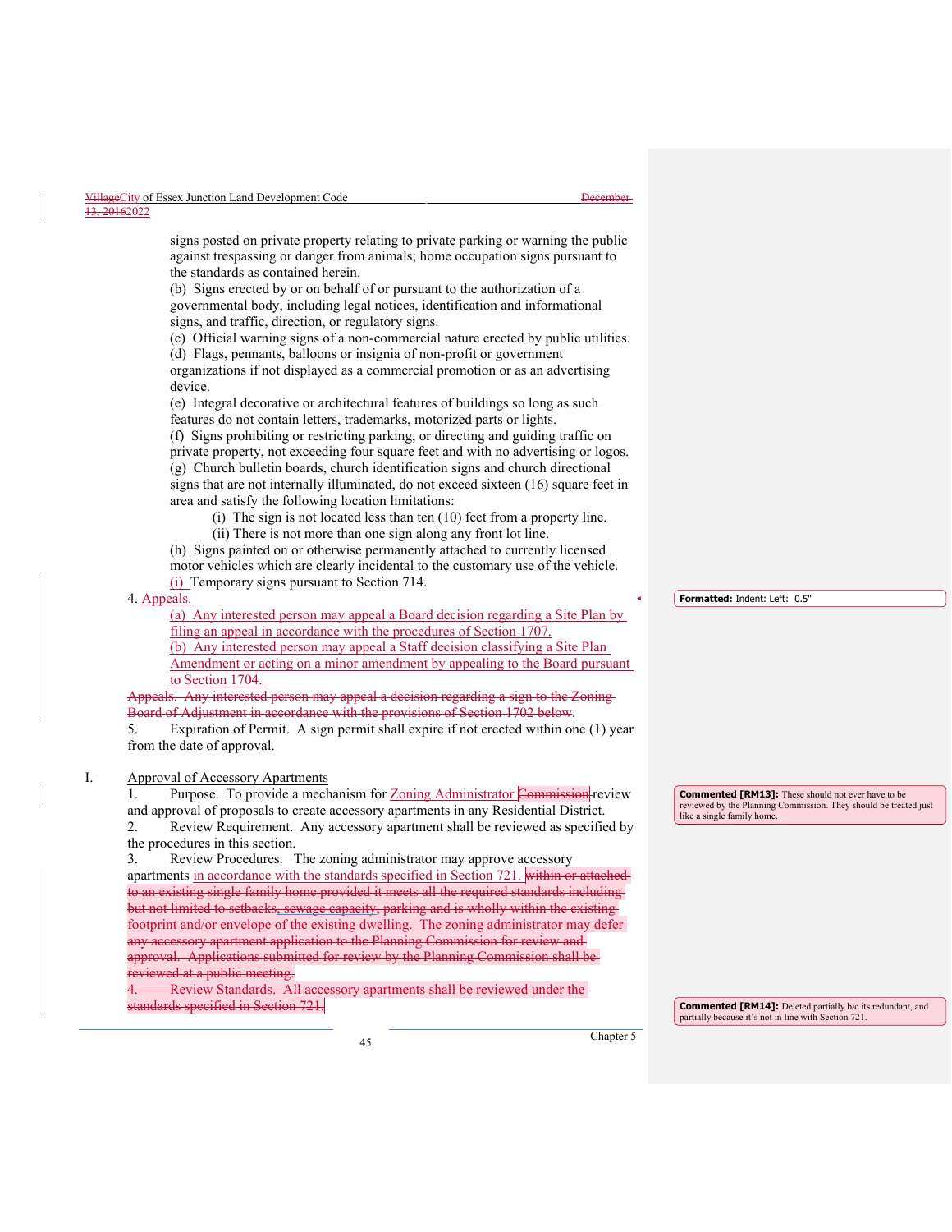signs posted on private property relating to private parking or warning the public against trespassing or danger from animals; home occupation signs pursuant to the standards as contained herein.

(b) Signs erected by or on behalf of or pursuant to the authorization of a governmental body, including legal notices, identification and informational signs, and traffic, direction, or regulatory signs.

(c) Official warning signs of a non-commercial nature erected by public utilities.

(d) Flags, pennants, balloons or insignia of non-profit or government organizations if not displayed as a commercial promotion or as an advertising device.

(e) Integral decorative or architectural features of buildings so long as such features do not contain letters, trademarks, motorized parts or lights.

(f) Signs prohibiting or restricting parking, or directing and guiding traffic on private property, not exceeding four square feet and with no advertising or logos.

(g) Church bulletin boards, church identification signs and church directional signs that are not internally illuminated, do not exceed sixteen (16) square feet in area and satisfy the following location limitations:

(i) The sign is not located less than ten (10) feet from a property line.

(ii) There is not more than one sign along any front lot line.

(h) Signs painted on or otherwise permanently attached to currently licensed motor vehicles which are clearly incidental to the customary use of the vehicle.

(i) Temporary signs pursuant to Section 714.

4. Appeals.

(a) Any interested person may appeal a Board decision regarding a Site Plan by filing an appeal in accordance with the procedures of Section 1707.

(b) Any interested person may appeal a Staff decision classifying a Site Plan Amendment or acting on a minor amendment by appealing to the Board pursuant to Section 1704.

~~Appeals. Any interested person may appeal a decision regarding a sign to the Zoning Board of Adjustment in accordance with the provisions of Section 1702 below.~~

5. Expiration of Permit. A sign permit shall expire if not erected within one (1) year from the date of approval.

I. Approval of Accessory Apartments

1. Purpose. To provide a mechanism for Zoning Administrator ~~Commission~~ review and approval of proposals to create accessory apartments in any Residential District.

2. Review Requirement. Any accessory apartment shall be reviewed as specified by the procedures in this section.

3. Review Procedures. The zoning administrator may approve accessory apartments in accordance with the standards specified in Section 721. ~~within or attached to an existing single family home provided it meets all the required standards including but not limited to setbacks, sewage capacity, parking and is wholly within the existing footprint and/or envelope of the existing dwelling. The zoning administrator may defer any accessory apartment application to the Planning Commission for review and approval. Applications submitted for review by the Planning Commission shall be reviewed at a public meeting.~~

~~4. Review Standards. All accessory apartments shall be reviewed under the standards specified in Section 721.~~

Formatted: Indent: Left: 0.5"

Commented [RM13]: These should not ever have to be reviewed by the Planning Commission. They should be treated just like a single family home.

Commented [RM14]: Deleted partially b/c its redundant, and partially because it's not in line with Section 721.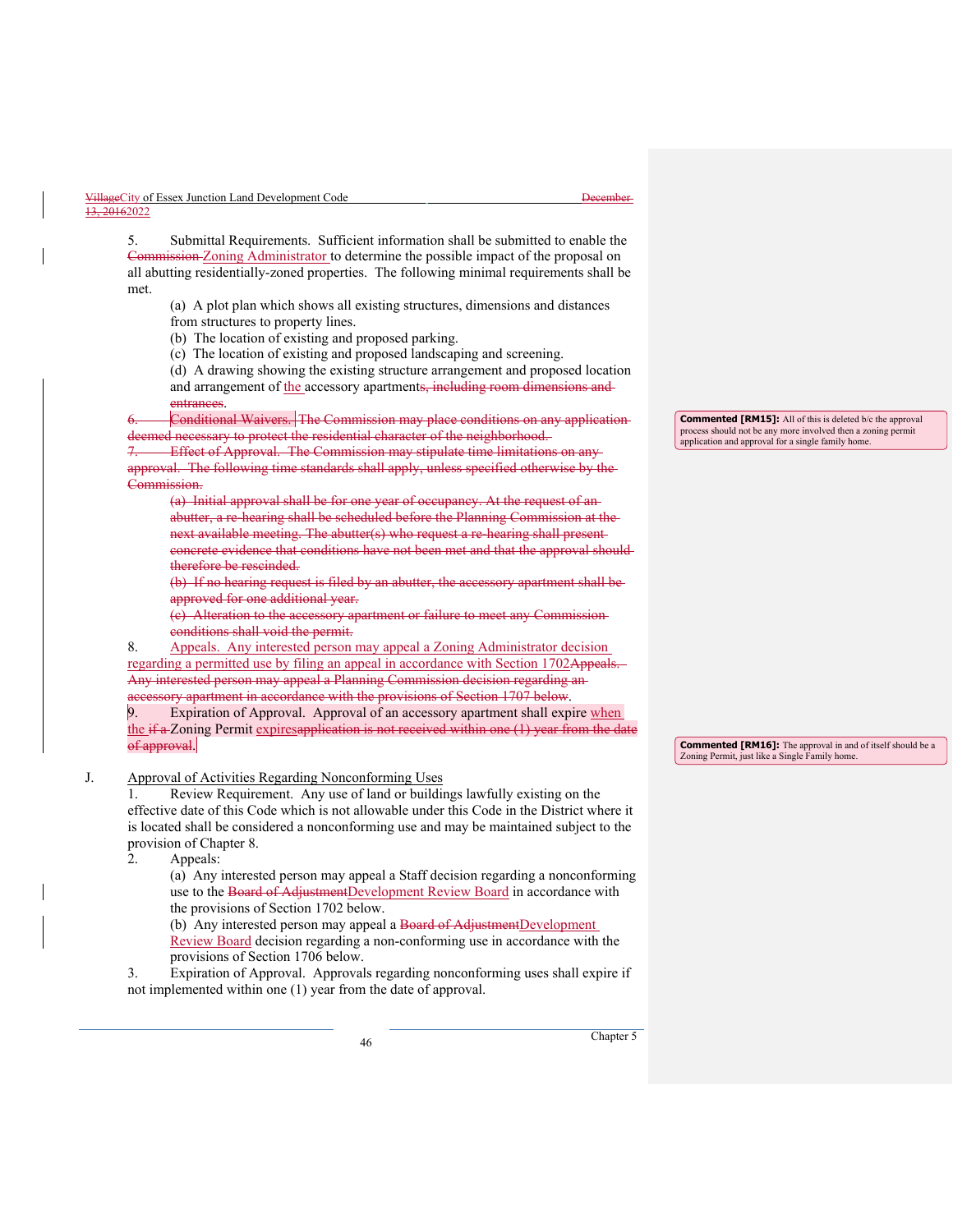5. Submittal Requirements. Sufficient information shall be submitted to enable the ~~Commission~~ Zoning Administrator to determine the possible impact of the proposal on all abutting residentially-zoned properties. The following minimal requirements shall be met.

   (a) A plot plan which shows all existing structures, dimensions and distances from structures to property lines.
   (b) The location of existing and proposed parking.
   (c) The location of existing and proposed landscaping and screening.
   (d) A drawing showing the existing structure arrangement and proposed location and arrangement of the accessory apartment~~s, including room dimensions and entrances~~.

~~6. Conditional Waivers. The Commission may place conditions on any application deemed necessary to protect the residential character of the neighborhood.~~

~~7. Effect of Approval. The Commission may stipulate time limitations on any approval. The following time standards shall apply, unless specified otherwise by the Commission.~~

~~(a) Initial approval shall be for one year of occupancy. At the request of an abutter, a re-hearing shall be scheduled before the Planning Commission at the next available meeting. The abutter(s) who request a re-hearing shall present concrete evidence that conditions have not been met and that the approval should therefore be rescinded.~~
~~(b) If no hearing request is filed by an abutter, the accessory apartment shall be approved for one additional year.~~
~~(c) Alteration to the accessory apartment or failure to meet any Commission conditions shall void the permit.~~

8. Appeals. Any interested person may appeal a Zoning Administrator decision regarding a permitted use by filing an appeal in accordance with Section 1702~~Appeals. Any interested person may appeal a Planning Commission decision regarding an accessory apartment in accordance with the provisions of Section 1707 below~~.

9. Expiration of Approval. Approval of an accessory apartment shall expire when the ~~if a~~ Zoning Permit expires~~application is not received within one (1) year from the date of approval~~.

> **Commented [RM15]:** All of this is deleted b/c the approval process should not be any more involved then a zoning permit application and approval for a single family home.

> **Commented [RM16]:** The approval in and of itself should be a Zoning Permit, just like a Single Family home.

J. Approval of Activities Regarding Nonconforming Uses

1. Review Requirement. Any use of land or buildings lawfully existing on the effective date of this Code which is not allowable under this Code in the District where it is located shall be considered a nonconforming use and may be maintained subject to the provision of Chapter 8.
2. Appeals:
   (a) Any interested person may appeal a Staff decision regarding a nonconforming use to the ~~Board of Adjustment~~Development Review Board in accordance with the provisions of Section 1702 below.
   (b) Any interested person may appeal a ~~Board of Adjustment~~Development Review Board decision regarding a non-conforming use in accordance with the provisions of Section 1706 below.
3. Expiration of Approval. Approvals regarding nonconforming uses shall expire if not implemented within one (1) year from the date of approval.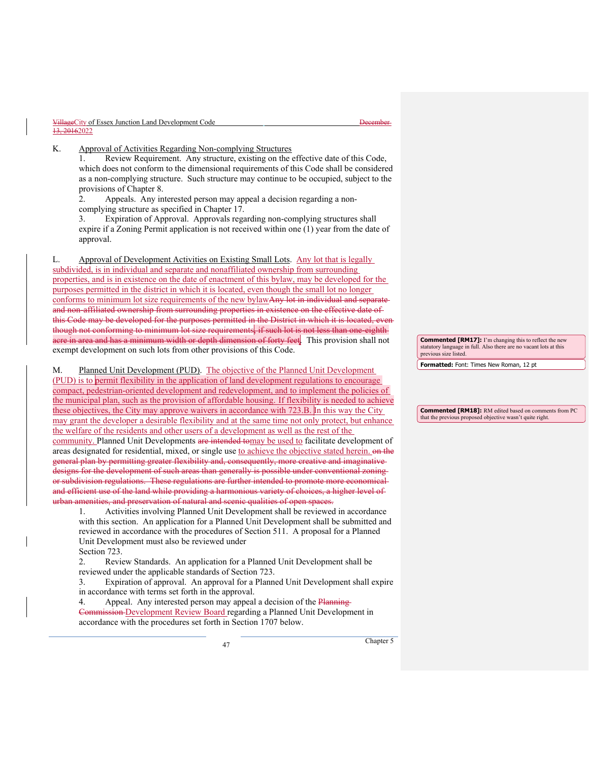K. Approval of Activities Regarding Non-complying Structures

1. Review Requirement. Any structure, existing on the effective date of this Code, which does not conform to the dimensional requirements of this Code shall be considered as a non-complying structure. Such structure may continue to be occupied, subject to the provisions of Chapter 8.
2. Appeals. Any interested person may appeal a decision regarding a non-complying structure as specified in Chapter 17.
3. Expiration of Approval. Approvals regarding non-complying structures shall expire if a Zoning Permit application is not received within one (1) year from the date of approval.

L. Approval of Development Activities on Existing Small Lots. Any lot that is legally subdivided, is in individual and separate and nonaffiliated ownership from surrounding properties, and is in existence on the date of enactment of this bylaw, may be developed for the purposes permitted in the district in which it is located, even though the small lot no longer conforms to minimum lot size requirements of the new bylaw~~Any lot in individual and separate and non-affiliated ownership from surrounding properties in existence on the effective date of this Code may be developed for the purposes permitted in the District in which it is located, even though not conforming to minimum lot size requirements, if such lot is not less than one-eighth acre in area and has a minimum width or depth dimension of forty feet~~. This provision shall not exempt development on such lots from other provisions of this Code.

M. Planned Unit Development (PUD). The objective of the Planned Unit Development (PUD) is to permit flexibility in the application of land development regulations to encourage compact, pedestrian-oriented development and redevelopment, and to implement the policies of the municipal plan, such as the provision of affordable housing. If flexibility is needed to achieve these objectives, the City may approve waivers in accordance with 723.B. In this way the City may grant the developer a desirable flexibility and at the same time not only protect, but enhance the welfare of the residents and other users of a development as well as the rest of the community. Planned Unit Developments ~~are intended to~~may be used to facilitate development of areas designated for residential, mixed, or single use to achieve the objective stated herein. ~~on the general plan by permitting greater flexibility and, consequently, more creative and imaginative designs for the development of such areas than generally is possible under conventional zoning or subdivision regulations. These regulations are further intended to promote more economical and efficient use of the land while providing a harmonious variety of choices, a higher level of urban amenities, and preservation of natural and scenic qualities of open spaces.~~

1. Activities involving Planned Unit Development shall be reviewed in accordance with this section. An application for a Planned Unit Development shall be submitted and reviewed in accordance with the procedures of Section 511. A proposal for a Planned Unit Development must also be reviewed under Section 723.
2. Review Standards. An application for a Planned Unit Development shall be reviewed under the applicable standards of Section 723.
3. Expiration of approval. An approval for a Planned Unit Development shall expire in accordance with terms set forth in the approval.
4. Appeal. Any interested person may appeal a decision of the ~~Planning Commission~~ Development Review Board regarding a Planned Unit Development in accordance with the procedures set forth in Section 1707 below.

**Commented [RM17]:** I'm changing this to reflect the new statutory language in full. Also there are no vacant lots at this previous size listed.

**Formatted:** Font: Times New Roman, 12 pt

**Commented [RM18]:** RM edited based on comments from PC that the previous proposed objective wasn't quite right.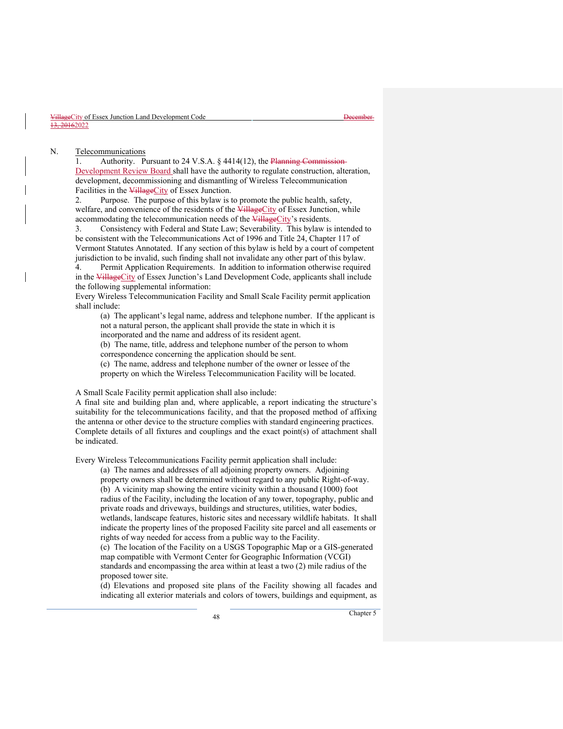N. Telecommunications

1. Authority. Pursuant to 24 V.S.A. § 4414(12), the ~~Planning Commission~~ Development Review Board shall have the authority to regulate construction, alteration, development, decommissioning and dismantling of Wireless Telecommunication Facilities in the ~~Village~~City of Essex Junction.

2. Purpose. The purpose of this bylaw is to promote the public health, safety, welfare, and convenience of the residents of the ~~Village~~City of Essex Junction, while accommodating the telecommunication needs of the ~~Village~~City's residents.

3. Consistency with Federal and State Law; Severability. This bylaw is intended to be consistent with the Telecommunications Act of 1996 and Title 24, Chapter 117 of Vermont Statutes Annotated. If any section of this bylaw is held by a court of competent jurisdiction to be invalid, such finding shall not invalidate any other part of this bylaw.

4. Permit Application Requirements. In addition to information otherwise required in the ~~Village~~City of Essex Junction's Land Development Code, applicants shall include the following supplemental information:

Every Wireless Telecommunication Facility and Small Scale Facility permit application shall include:

(a) The applicant's legal name, address and telephone number. If the applicant is not a natural person, the applicant shall provide the state in which it is incorporated and the name and address of its resident agent.

(b) The name, title, address and telephone number of the person to whom correspondence concerning the application should be sent.

(c) The name, address and telephone number of the owner or lessee of the property on which the Wireless Telecommunication Facility will be located.

A Small Scale Facility permit application shall also include:

A final site and building plan and, where applicable, a report indicating the structure's suitability for the telecommunications facility, and that the proposed method of affixing the antenna or other device to the structure complies with standard engineering practices. Complete details of all fixtures and couplings and the exact point(s) of attachment shall be indicated.

Every Wireless Telecommunications Facility permit application shall include:

(a) The names and addresses of all adjoining property owners. Adjoining property owners shall be determined without regard to any public Right-of-way.

(b) A vicinity map showing the entire vicinity within a thousand (1000) foot radius of the Facility, including the location of any tower, topography, public and private roads and driveways, buildings and structures, utilities, water bodies, wetlands, landscape features, historic sites and necessary wildlife habitats. It shall indicate the property lines of the proposed Facility site parcel and all easements or rights of way needed for access from a public way to the Facility.

(c) The location of the Facility on a USGS Topographic Map or a GIS-generated map compatible with Vermont Center for Geographic Information (VCGI) standards and encompassing the area within at least a two (2) mile radius of the proposed tower site.

(d) Elevations and proposed site plans of the Facility showing all facades and indicating all exterior materials and colors of towers, buildings and equipment, as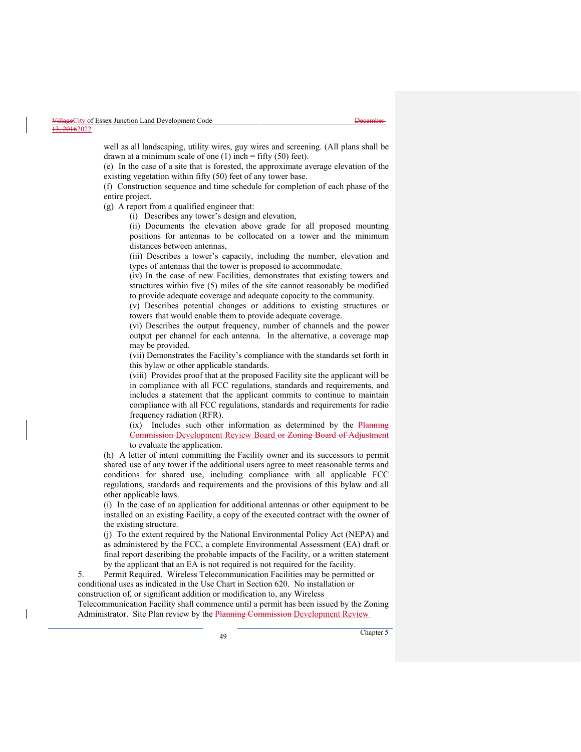well as all landscaping, utility wires, guy wires and screening. (All plans shall be drawn at a minimum scale of one (1) inch = fifty (50) feet).

(e) In the case of a site that is forested, the approximate average elevation of the existing vegetation within fifty (50) feet of any tower base.

(f) Construction sequence and time schedule for completion of each phase of the entire project.

(g) A report from a qualified engineer that:

(i) Describes any tower's design and elevation,

(ii) Documents the elevation above grade for all proposed mounting positions for antennas to be collocated on a tower and the minimum distances between antennas,

(iii) Describes a tower's capacity, including the number, elevation and types of antennas that the tower is proposed to accommodate.

(iv) In the case of new Facilities, demonstrates that existing towers and structures within five (5) miles of the site cannot reasonably be modified to provide adequate coverage and adequate capacity to the community.

(v) Describes potential changes or additions to existing structures or towers that would enable them to provide adequate coverage.

(vi) Describes the output frequency, number of channels and the power output per channel for each antenna. In the alternative, a coverage map may be provided.

(vii) Demonstrates the Facility's compliance with the standards set forth in this bylaw or other applicable standards.

(viii) Provides proof that at the proposed Facility site the applicant will be in compliance with all FCC regulations, standards and requirements, and includes a statement that the applicant commits to continue to maintain compliance with all FCC regulations, standards and requirements for radio frequency radiation (RFR).

(ix) Includes such other information as determined by the ~~Planning Commission~~ Development Review Board ~~or Zoning Board of Adjustment~~ to evaluate the application.

(h) A letter of intent committing the Facility owner and its successors to permit shared use of any tower if the additional users agree to meet reasonable terms and conditions for shared use, including compliance with all applicable FCC regulations, standards and requirements and the provisions of this bylaw and all other applicable laws.

(i) In the case of an application for additional antennas or other equipment to be installed on an existing Facility, a copy of the executed contract with the owner of the existing structure.

(j) To the extent required by the National Environmental Policy Act (NEPA) and as administered by the FCC, a complete Environmental Assessment (EA) draft or final report describing the probable impacts of the Facility, or a written statement by the applicant that an EA is not required is not required for the facility.

5. Permit Required. Wireless Telecommunication Facilities may be permitted or conditional uses as indicated in the Use Chart in Section 620. No installation or construction of, or significant addition or modification to, any Wireless Telecommunication Facility shall commence until a permit has been issued by the Zoning Administrator. Site Plan review by the ~~Planning Commission~~ Development Review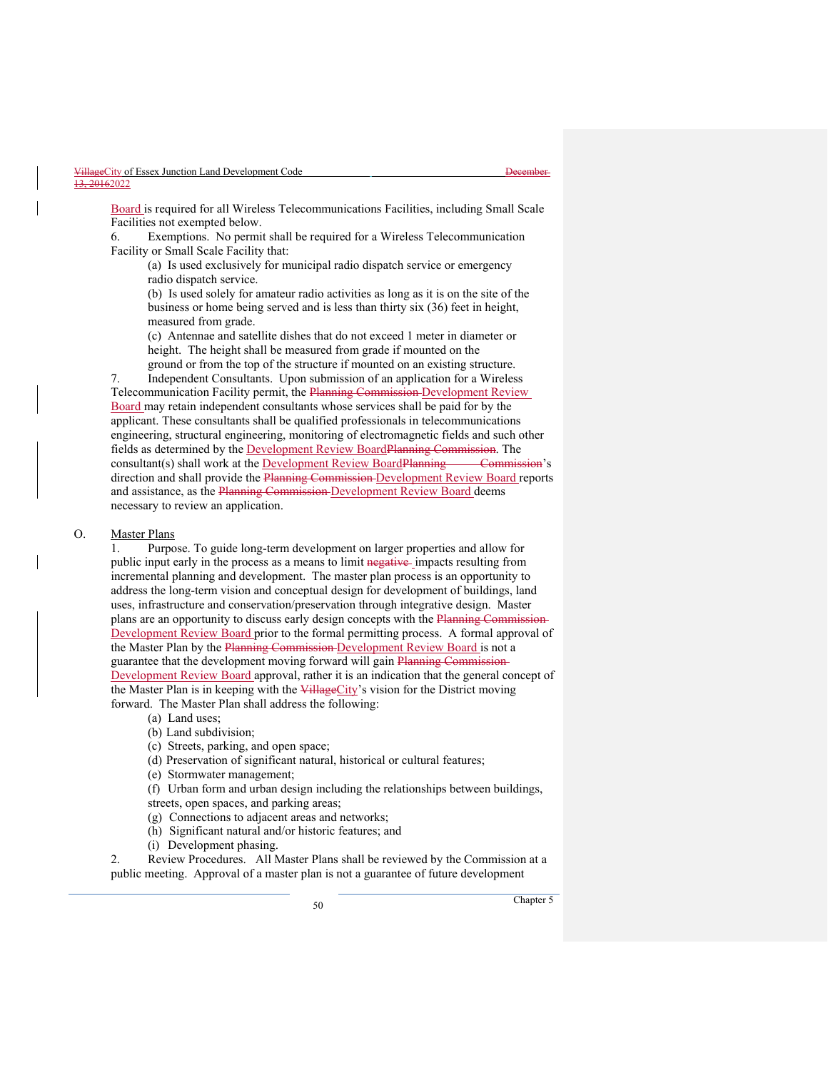Board is required for all Wireless Telecommunications Facilities, including Small Scale Facilities not exempted below.

6. Exemptions. No permit shall be required for a Wireless Telecommunication Facility or Small Scale Facility that:

   (a) Is used exclusively for municipal radio dispatch service or emergency radio dispatch service.

   (b) Is used solely for amateur radio activities as long as it is on the site of the business or home being served and is less than thirty six (36) feet in height, measured from grade.

   (c) Antennae and satellite dishes that do not exceed 1 meter in diameter or height. The height shall be measured from grade if mounted on the ground or from the top of the structure if mounted on an existing structure.

7. Independent Consultants. Upon submission of an application for a Wireless Telecommunication Facility permit, the ~~Planning Commission~~ Development Review Board may retain independent consultants whose services shall be paid for by the applicant. These consultants shall be qualified professionals in telecommunications engineering, structural engineering, monitoring of electromagnetic fields and such other fields as determined by the Development Review Board~~Planning Commission~~. The consultant(s) shall work at the Development Review Board~~Planning Commission~~'s direction and shall provide the ~~Planning Commission~~ Development Review Board reports and assistance, as the ~~Planning Commission~~ Development Review Board deems necessary to review an application.

O. Master Plans

1. Purpose. To guide long-term development on larger properties and allow for public input early in the process as a means to limit ~~negative~~ impacts resulting from incremental planning and development. The master plan process is an opportunity to address the long-term vision and conceptual design for development of buildings, land uses, infrastructure and conservation/preservation through integrative design. Master plans are an opportunity to discuss early design concepts with the ~~Planning Commission~~ Development Review Board prior to the formal permitting process. A formal approval of the Master Plan by the ~~Planning Commission~~ Development Review Board is not a guarantee that the development moving forward will gain ~~Planning Commission~~ Development Review Board approval, rather it is an indication that the general concept of the Master Plan is in keeping with the ~~Village~~City's vision for the District moving forward. The Master Plan shall address the following:

   (a) Land uses;
   (b) Land subdivision;
   (c) Streets, parking, and open space;
   (d) Preservation of significant natural, historical or cultural features;
   (e) Stormwater management;
   (f) Urban form and urban design including the relationships between buildings, streets, open spaces, and parking areas;
   (g) Connections to adjacent areas and networks;
   (h) Significant natural and/or historic features; and
   (i) Development phasing.

2. Review Procedures. All Master Plans shall be reviewed by the Commission at a public meeting. Approval of a master plan is not a guarantee of future development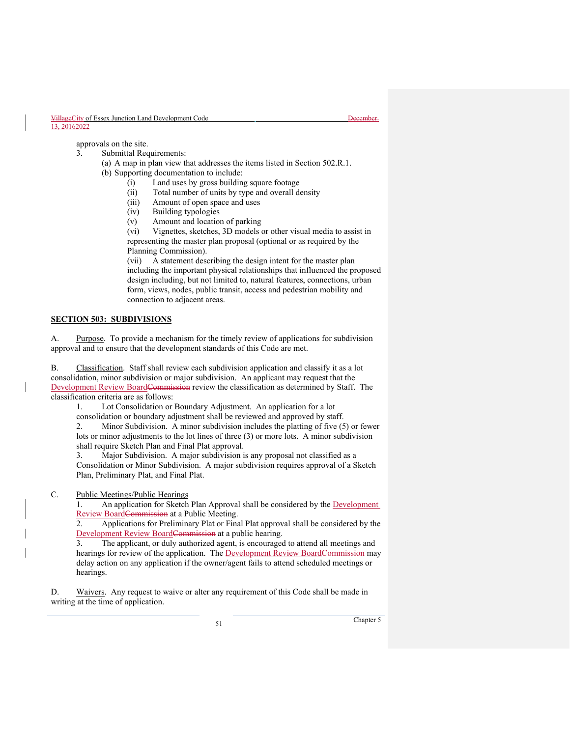approvals on the site.

3. Submittal Requirements:
   (a) A map in plan view that addresses the items listed in Section 502.R.1.
   (b) Supporting documentation to include:
      (i) Land uses by gross building square footage
      (ii) Total number of units by type and overall density
      (iii) Amount of open space and uses
      (iv) Building typologies
      (v) Amount and location of parking
      (vi) Vignettes, sketches, 3D models or other visual media to assist in representing the master plan proposal (optional or as required by the Planning Commission).
      (vii) A statement describing the design intent for the master plan including the important physical relationships that influenced the proposed design including, but not limited to, natural features, connections, urban form, views, nodes, public transit, access and pedestrian mobility and connection to adjacent areas.

## SECTION 503: SUBDIVISIONS

A. Purpose. To provide a mechanism for the timely review of applications for subdivision approval and to ensure that the development standards of this Code are met.

B. Classification. Staff shall review each subdivision application and classify it as a lot consolidation, minor subdivision or major subdivision. An applicant may request that the Development Review Board~~Commission~~ review the classification as determined by Staff. The classification criteria are as follows:

1. Lot Consolidation or Boundary Adjustment. An application for a lot consolidation or boundary adjustment shall be reviewed and approved by staff.
2. Minor Subdivision. A minor subdivision includes the platting of five (5) or fewer lots or minor adjustments to the lot lines of three (3) or more lots. A minor subdivision shall require Sketch Plan and Final Plat approval.
3. Major Subdivision. A major subdivision is any proposal not classified as a Consolidation or Minor Subdivision. A major subdivision requires approval of a Sketch Plan, Preliminary Plat, and Final Plat.

C. Public Meetings/Public Hearings

1. An application for Sketch Plan Approval shall be considered by the Development Review Board~~Commission~~ at a Public Meeting.
2. Applications for Preliminary Plat or Final Plat approval shall be considered by the Development Review Board~~Commission~~ at a public hearing.
3. The applicant, or duly authorized agent, is encouraged to attend all meetings and hearings for review of the application. The Development Review Board~~Commission~~ may delay action on any application if the owner/agent fails to attend scheduled meetings or hearings.

D. Waivers. Any request to waive or alter any requirement of this Code shall be made in writing at the time of application.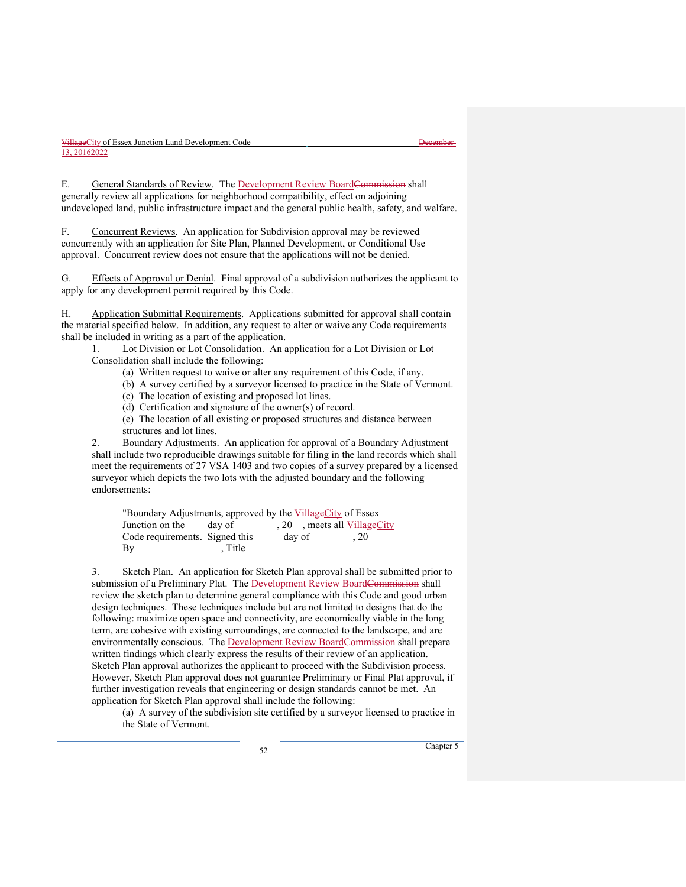E. <u>General Standards of Review</u>. The Development Review Board~~Commission~~ shall generally review all applications for neighborhood compatibility, effect on adjoining undeveloped land, public infrastructure impact and the general public health, safety, and welfare.

F. <u>Concurrent Reviews</u>. An application for Subdivision approval may be reviewed concurrently with an application for Site Plan, Planned Development, or Conditional Use approval. Concurrent review does not ensure that the applications will not be denied.

G. <u>Effects of Approval or Denial</u>. Final approval of a subdivision authorizes the applicant to apply for any development permit required by this Code.

H. <u>Application Submittal Requirements</u>. Applications submitted for approval shall contain the material specified below. In addition, any request to alter or waive any Code requirements shall be included in writing as a part of the application.

1. Lot Division or Lot Consolidation. An application for a Lot Division or Lot Consolidation shall include the following:
   - (a) Written request to waive or alter any requirement of this Code, if any.
   - (b) A survey certified by a surveyor licensed to practice in the State of Vermont.
   - (c) The location of existing and proposed lot lines.
   - (d) Certification and signature of the owner(s) of record.
   - (e) The location of all existing or proposed structures and distance between structures and lot lines.

2. Boundary Adjustments. An application for approval of a Boundary Adjustment shall include two reproducible drawings suitable for filing in the land records which shall meet the requirements of 27 VSA 1403 and two copies of a survey prepared by a licensed surveyor which depicts the two lots with the adjusted boundary and the following endorsements:

   "Boundary Adjustments, approved by the ~~Village~~City of Essex Junction on the____ day of ________, 20__, meets all ~~Village~~City Code requirements. Signed this _____ day of ________, 20__ By_________________, Title_____________

3. Sketch Plan. An application for Sketch Plan approval shall be submitted prior to submission of a Preliminary Plat. The Development Review Board~~Commission~~ shall review the sketch plan to determine general compliance with this Code and good urban design techniques. These techniques include but are not limited to designs that do the following: maximize open space and connectivity, are economically viable in the long term, are cohesive with existing surroundings, are connected to the landscape, and are environmentally conscious. The Development Review Board~~Commission~~ shall prepare written findings which clearly express the results of their review of an application. Sketch Plan approval authorizes the applicant to proceed with the Subdivision process. However, Sketch Plan approval does not guarantee Preliminary or Final Plat approval, if further investigation reveals that engineering or design standards cannot be met. An application for Sketch Plan approval shall include the following:
   - (a) A survey of the subdivision site certified by a surveyor licensed to practice in the State of Vermont.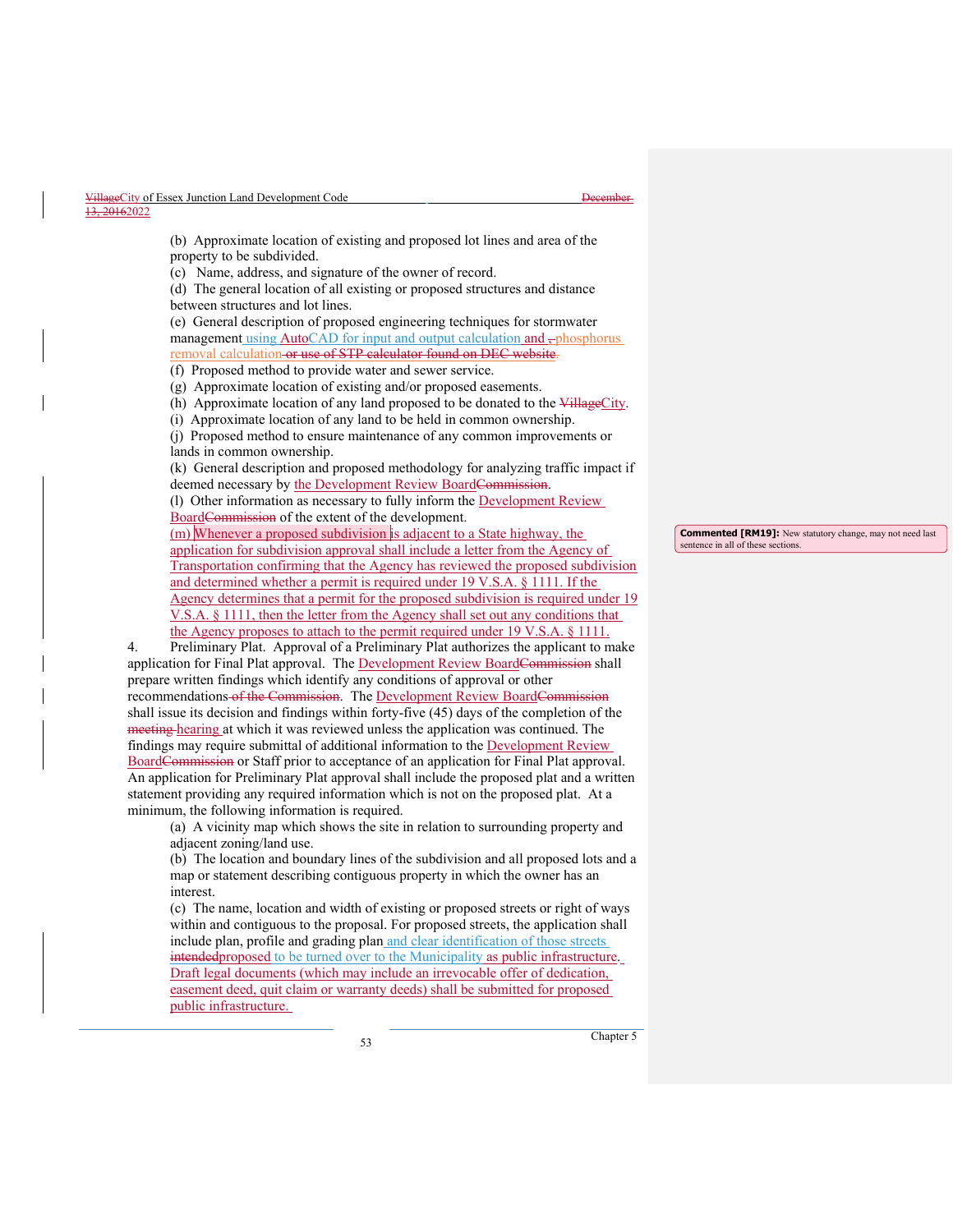(b) Approximate location of existing and proposed lot lines and area of the property to be subdivided.

(c) Name, address, and signature of the owner of record.

(d) The general location of all existing or proposed structures and distance between structures and lot lines.

(e) General description of proposed engineering techniques for stormwater management using AutoCAD for input and output calculation and phosphorus removal calculation.

(f) Proposed method to provide water and sewer service.

(g) Approximate location of existing and/or proposed easements.

(h) Approximate location of any land proposed to be donated to the City.

(i) Approximate location of any land to be held in common ownership.

(j) Proposed method to ensure maintenance of any common improvements or lands in common ownership.

(k) General description and proposed methodology for analyzing traffic impact if deemed necessary by the Development Review Board.

(l) Other information as necessary to fully inform the Development Review Board of the extent of the development.

(m) Whenever a proposed subdivision is adjacent to a State highway, the application for subdivision approval shall include a letter from the Agency of Transportation confirming that the Agency has reviewed the proposed subdivision and determined whether a permit is required under 19 V.S.A. § 1111. If the Agency determines that a permit for the proposed subdivision is required under 19 V.S.A. § 1111, then the letter from the Agency shall set out any conditions that the Agency proposes to attach to the permit required under 19 V.S.A. § 1111.

4. Preliminary Plat. Approval of a Preliminary Plat authorizes the applicant to make application for Final Plat approval. The Development Review Board shall prepare written findings which identify any conditions of approval or other recommendations. The Development Review Board shall issue its decision and findings within forty-five (45) days of the completion of the hearing at which it was reviewed unless the application was continued. The findings may require submittal of additional information to the Development Review Board or Staff prior to acceptance of an application for Final Plat approval. An application for Preliminary Plat approval shall include the proposed plat and a written statement providing any required information which is not on the proposed plat. At a minimum, the following information is required.

(a) A vicinity map which shows the site in relation to surrounding property and adjacent zoning/land use.

(b) The location and boundary lines of the subdivision and all proposed lots and a map or statement describing contiguous property in which the owner has an interest.

(c) The name, location and width of existing or proposed streets or right of ways within and contiguous to the proposal. For proposed streets, the application shall include plan, profile and grading plan and clear identification of those streets proposed to be turned over to the Municipality as public infrastructure. Draft legal documents (which may include an irrevocable offer of dedication, easement deed, quit claim or warranty deeds) shall be submitted for proposed public infrastructure.

**Commented [RM19]:** New statutory change, may not need last sentence in all of these sections.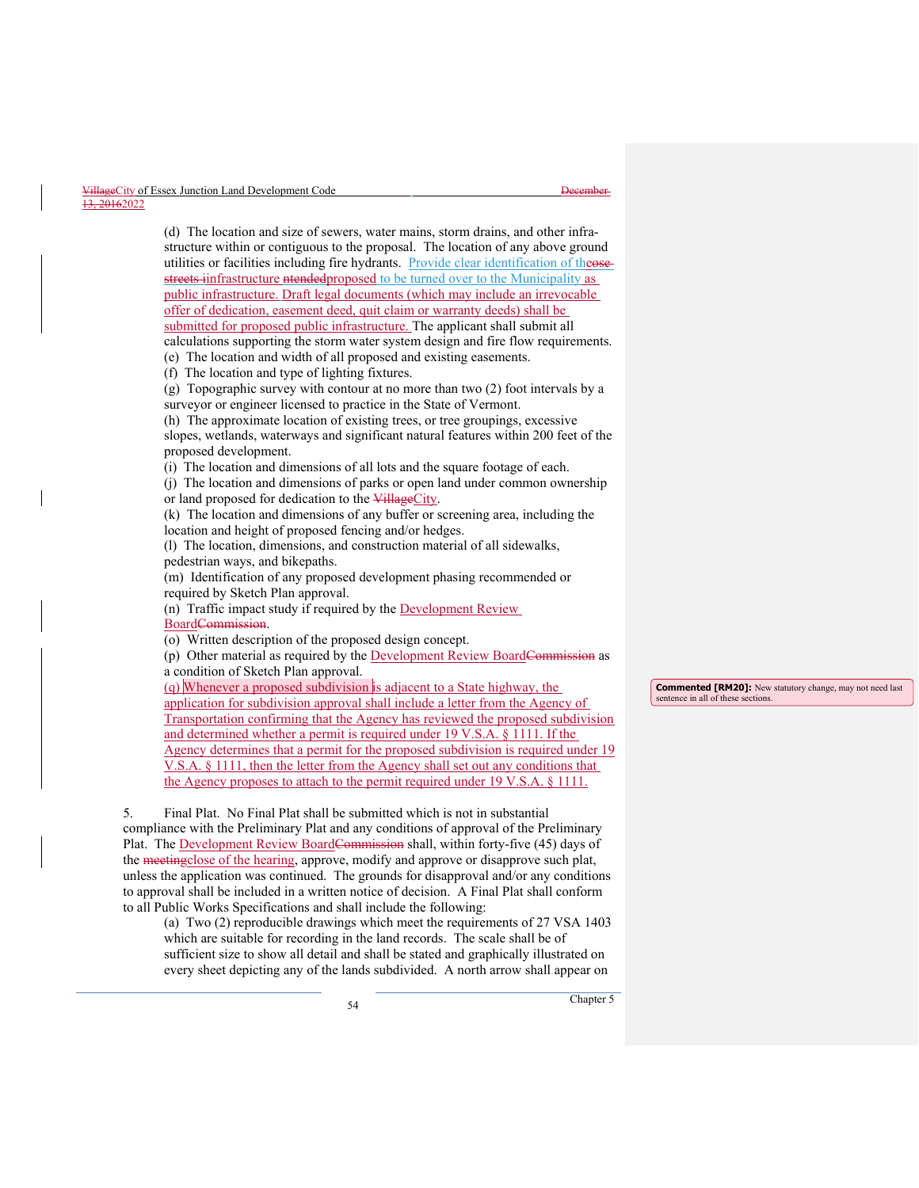(d) The location and size of sewers, water mains, storm drains, and other infrastructure within or contiguous to the proposal. The location of any above ground utilities or facilities including fire hydrants. Provide clear identification of theose streets iinfrastructure ntendedproposed to be turned over to the Municipality as public infrastructure. Draft legal documents (which may include an irrevocable offer of dedication, easement deed, quit claim or warranty deeds) shall be submitted for proposed public infrastructure. The applicant shall submit all calculations supporting the storm water system design and fire flow requirements.
(e) The location and width of all proposed and existing easements.
(f) The location and type of lighting fixtures.
(g) Topographic survey with contour at no more than two (2) foot intervals by a surveyor or engineer licensed to practice in the State of Vermont.
(h) The approximate location of existing trees, or tree groupings, excessive slopes, wetlands, waterways and significant natural features within 200 feet of the proposed development.
(i) The location and dimensions of all lots and the square footage of each.
(j) The location and dimensions of parks or open land under common ownership or land proposed for dedication to the VillageCity.
(k) The location and dimensions of any buffer or screening area, including the location and height of proposed fencing and/or hedges.
(l) The location, dimensions, and construction material of all sidewalks, pedestrian ways, and bikepaths.
(m) Identification of any proposed development phasing recommended or required by Sketch Plan approval.
(n) Traffic impact study if required by the Development Review BoardCommission.
(o) Written description of the proposed design concept.
(p) Other material as required by the Development Review BoardCommission as a condition of Sketch Plan approval.
(q) Whenever a proposed subdivision is adjacent to a State highway, the application for subdivision approval shall include a letter from the Agency of Transportation confirming that the Agency has reviewed the proposed subdivision and determined whether a permit is required under 19 V.S.A. § 1111. If the Agency determines that a permit for the proposed subdivision is required under 19 V.S.A. § 1111, then the letter from the Agency shall set out any conditions that the Agency proposes to attach to the permit required under 19 V.S.A. § 1111.

**Commented [RM20]:** New statutory change, may not need last sentence in all of these sections.

5. Final Plat. No Final Plat shall be submitted which is not in substantial compliance with the Preliminary Plat and any conditions of approval of the Preliminary Plat. The Development Review BoardCommission shall, within forty-five (45) days of the meetingclose of the hearing, approve, modify and approve or disapprove such plat, unless the application was continued. The grounds for disapproval and/or any conditions to approval shall be included in a written notice of decision. A Final Plat shall conform to all Public Works Specifications and shall include the following:
(a) Two (2) reproducible drawings which meet the requirements of 27 VSA 1403 which are suitable for recording in the land records. The scale shall be of sufficient size to show all detail and shall be stated and graphically illustrated on every sheet depicting any of the lands subdivided. A north arrow shall appear on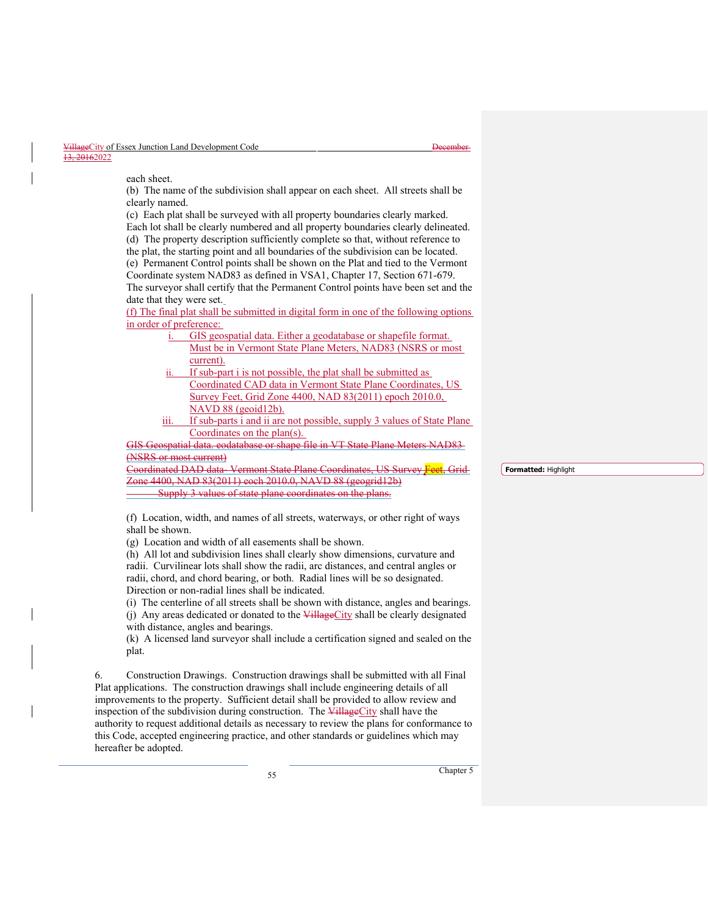each sheet.

(b) The name of the subdivision shall appear on each sheet. All streets shall be clearly named.

(c) Each plat shall be surveyed with all property boundaries clearly marked. Each lot shall be clearly numbered and all property boundaries clearly delineated.

(d) The property description sufficiently complete so that, without reference to the plat, the starting point and all boundaries of the subdivision can be located.

(e) Permanent Control points shall be shown on the Plat and tied to the Vermont Coordinate system NAD83 as defined in VSA1, Chapter 17, Section 671-679. The surveyor shall certify that the Permanent Control points have been set and the date that they were set.

(f) The final plat shall be submitted in digital form in one of the following options in order of preference:

i. GIS geospatial data. Either a geodatabase or shapefile format. Must be in Vermont State Plane Meters, NAD83 (NSRS or most current).

ii. If sub-part i is not possible, the plat shall be submitted as Coordinated CAD data in Vermont State Plane Coordinates, US Survey Feet, Grid Zone 4400, NAD 83(2011) epoch 2010.0, NAVD 88 (geoid12b).

iii. If sub-parts i and ii are not possible, supply 3 values of State Plane Coordinates on the plan(s).

~~GIS Geospatial data. eodatabase or shape file in VT State Plane Meters NAD83 (NSRS or most current)~~

~~Coordinated DAD data- Vermont State Plane Coordinates, US Survey Feet, Grid Zone 4400, NAD 83(2011) eoch 2010.0, NAVD 88 (geogrid12b)~~

~~Supply 3 values of state plane coordinates on the plans.~~

(f) Location, width, and names of all streets, waterways, or other right of ways shall be shown.

(g) Location and width of all easements shall be shown.

(h) All lot and subdivision lines shall clearly show dimensions, curvature and radii. Curvilinear lots shall show the radii, arc distances, and central angles or radii, chord, and chord bearing, or both. Radial lines will be so designated. Direction or non-radial lines shall be indicated.

(i) The centerline of all streets shall be shown with distance, angles and bearings.

(j) Any areas dedicated or donated to the ~~Village~~City shall be clearly designated with distance, angles and bearings.

(k) A licensed land surveyor shall include a certification signed and sealed on the plat.

6. Construction Drawings. Construction drawings shall be submitted with all Final Plat applications. The construction drawings shall include engineering details of all improvements to the property. Sufficient detail shall be provided to allow review and inspection of the subdivision during construction. The ~~Village~~City shall have the authority to request additional details as necessary to review the plans for conformance to this Code, accepted engineering practice, and other standards or guidelines which may hereafter be adopted.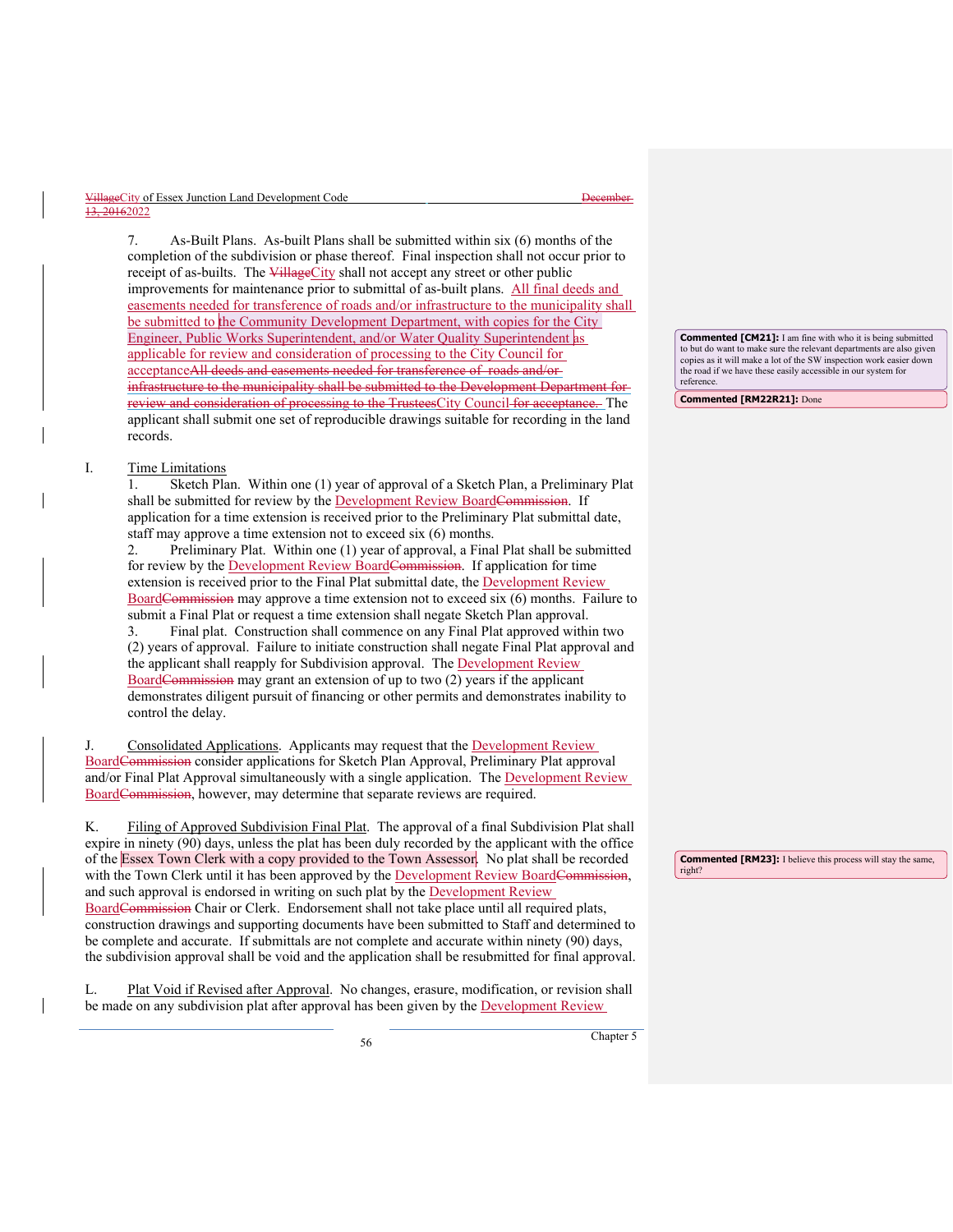7. As-Built Plans. As-built Plans shall be submitted within six (6) months of the completion of the subdivision or phase thereof. Final inspection shall not occur prior to receipt of as-builts. The ~~Village~~City shall not accept any street or other public improvements for maintenance prior to submittal of as-built plans. All final deeds and easements needed for transference of roads and/or infrastructure to the municipality shall be submitted to the Community Development Department, with copies for the City Engineer, Public Works Superintendent, and/or Water Quality Superintendent as applicable for review and consideration of processing to the City Council for acceptance~~All deeds and easements needed for transference of roads and/or infrastructure to the municipality shall be submitted to the Development Department for review and consideration of processing to the Trustees~~City Council ~~for acceptance.~~ The applicant shall submit one set of reproducible drawings suitable for recording in the land records.

> **Commented [CM21]:** I am fine with who it is being submitted to but do want to make sure the relevant departments are also given copies as it will make a lot of the SW inspection work easier down the road if we have these easily accessible in our system for reference.
>
> **Commented [RM22R21]:** Done

I. Time Limitations

1. Sketch Plan. Within one (1) year of approval of a Sketch Plan, a Preliminary Plat shall be submitted for review by the Development Review Board~~Commission~~. If application for a time extension is received prior to the Preliminary Plat submittal date, staff may approve a time extension not to exceed six (6) months.
2. Preliminary Plat. Within one (1) year of approval, a Final Plat shall be submitted for review by the Development Review Board~~Commission~~. If application for time extension is received prior to the Final Plat submittal date, the Development Review Board~~Commission~~ may approve a time extension not to exceed six (6) months. Failure to submit a Final Plat or request a time extension shall negate Sketch Plan approval.
3. Final plat. Construction shall commence on any Final Plat approved within two (2) years of approval. Failure to initiate construction shall negate Final Plat approval and the applicant shall reapply for Subdivision approval. The Development Review Board~~Commission~~ may grant an extension of up to two (2) years if the applicant demonstrates diligent pursuit of financing or other permits and demonstrates inability to control the delay.

J. Consolidated Applications. Applicants may request that the Development Review Board~~Commission~~ consider applications for Sketch Plan Approval, Preliminary Plat approval and/or Final Plat Approval simultaneously with a single application. The Development Review Board~~Commission~~, however, may determine that separate reviews are required.

K. Filing of Approved Subdivision Final Plat. The approval of a final Subdivision Plat shall expire in ninety (90) days, unless the plat has been duly recorded by the applicant with the office of the Essex Town Clerk with a copy provided to the Town Assessor. No plat shall be recorded with the Town Clerk until it has been approved by the Development Review Board~~Commission~~, and such approval is endorsed in writing on such plat by the Development Review Board~~Commission~~ Chair or Clerk. Endorsement shall not take place until all required plats, construction drawings and supporting documents have been submitted to Staff and determined to be complete and accurate. If submittals are not complete and accurate within ninety (90) days, the subdivision approval shall be void and the application shall be resubmitted for final approval.

> **Commented [RM23]:** I believe this process will stay the same, right?

L. Plat Void if Revised after Approval. No changes, erasure, modification, or revision shall be made on any subdivision plat after approval has been given by the Development Review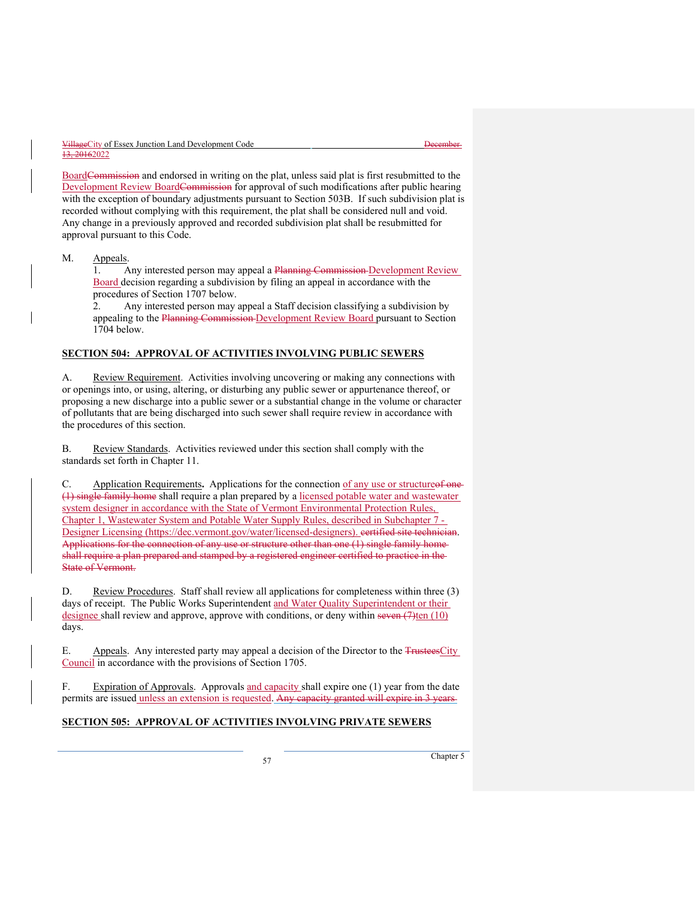BoardCommission and endorsed in writing on the plat, unless said plat is first resubmitted to the Development Review BoardCommission for approval of such modifications after public hearing with the exception of boundary adjustments pursuant to Section 503B. If such subdivision plat is recorded without complying with this requirement, the plat shall be considered null and void. Any change in a previously approved and recorded subdivision plat shall be resubmitted for approval pursuant to this Code.

M. Appeals.

1. Any interested person may appeal a ~~Planning Commission~~ Development Review Board decision regarding a subdivision by filing an appeal in accordance with the procedures of Section 1707 below.

2. Any interested person may appeal a Staff decision classifying a subdivision by appealing to the ~~Planning Commission~~ Development Review Board pursuant to Section 1704 below.

## SECTION 504: APPROVAL OF ACTIVITIES INVOLVING PUBLIC SEWERS

A. Review Requirement. Activities involving uncovering or making any connections with or openings into, or using, altering, or disturbing any public sewer or appurtenance thereof, or proposing a new discharge into a public sewer or a substantial change in the volume or character of pollutants that are being discharged into such sewer shall require review in accordance with the procedures of this section.

B. Review Standards. Activities reviewed under this section shall comply with the standards set forth in Chapter 11.

C. **Application Requirements.** Applications for the connection of any use or structure~~of one (1) single family home~~ shall require a plan prepared by a licensed potable water and wastewater system designer in accordance with the State of Vermont Environmental Protection Rules, Chapter 1, Wastewater System and Potable Water Supply Rules, described in Subchapter 7 - Designer Licensing (https://dec.vermont.gov/water/licensed-designers). ~~certified site technician~~. ~~Applications for the connection of any use or structure other than one (1) single family home shall require a plan prepared and stamped by a registered engineer certified to practice in the State of Vermont.~~

D. Review Procedures. Staff shall review all applications for completeness within three (3) days of receipt. The Public Works Superintendent and Water Quality Superintendent or their designee shall review and approve, approve with conditions, or deny within ~~seven (7)~~ten (10) days.

E. Appeals. Any interested party may appeal a decision of the Director to the ~~Trustees~~City Council in accordance with the provisions of Section 1705.

F. Expiration of Approvals. Approvals and capacity shall expire one (1) year from the date permits are issued unless an extension is requested. ~~Any capacity granted will expire in 3 years~~

## SECTION 505: APPROVAL OF ACTIVITIES INVOLVING PRIVATE SEWERS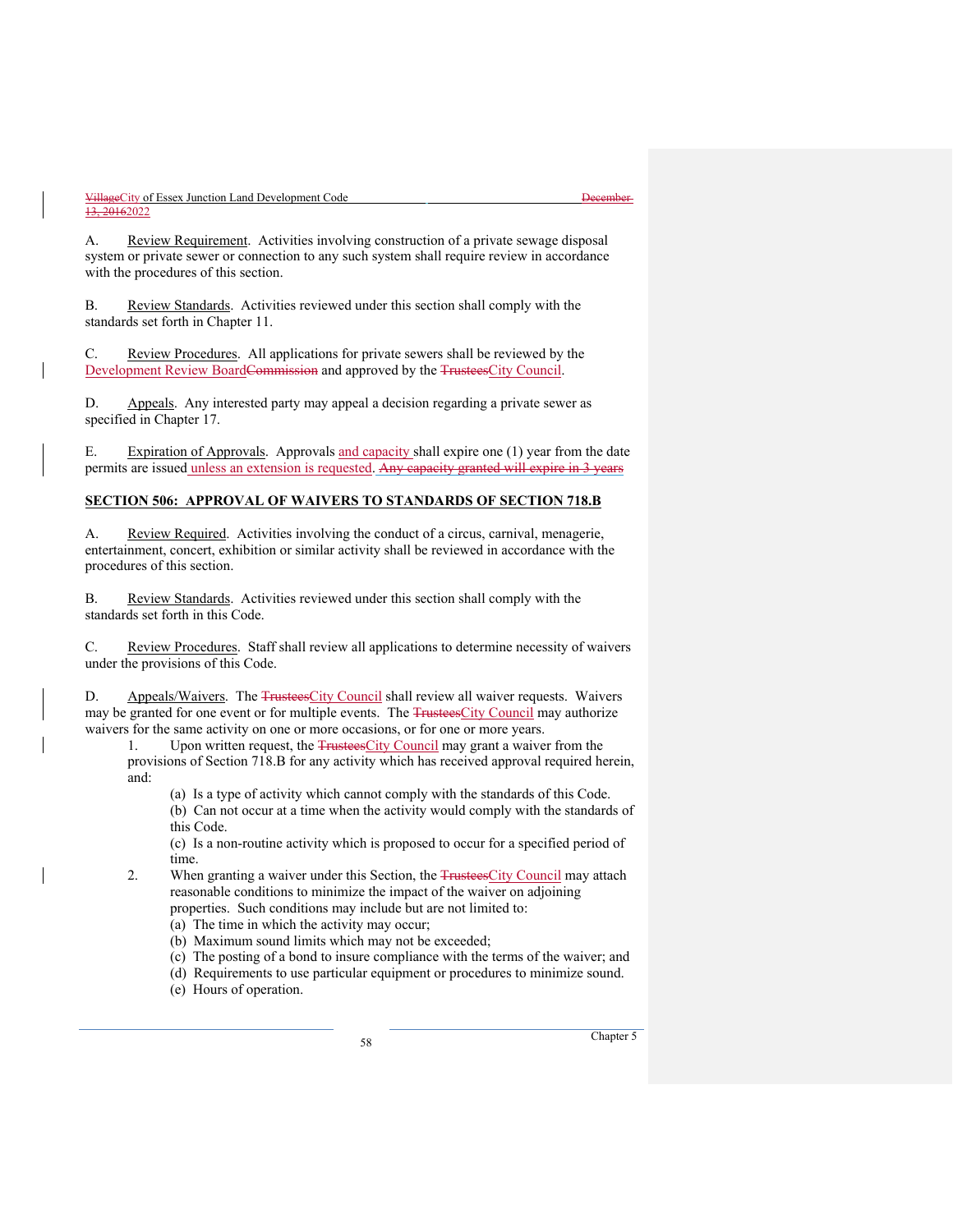A. Review Requirement. Activities involving construction of a private sewage disposal system or private sewer or connection to any such system shall require review in accordance with the procedures of this section.

B. Review Standards. Activities reviewed under this section shall comply with the standards set forth in Chapter 11.

C. Review Procedures. All applications for private sewers shall be reviewed by the ~~Commission~~ Development Review Board and approved by the ~~Trustees~~ City Council.

D. Appeals. Any interested party may appeal a decision regarding a private sewer as specified in Chapter 17.

E. Expiration of Approvals. Approvals and capacity shall expire one (1) year from the date permits are issued unless an extension is requested. ~~Any capacity granted will expire in 3 years~~

## SECTION 506: APPROVAL OF WAIVERS TO STANDARDS OF SECTION 718.B

A. Review Required. Activities involving the conduct of a circus, carnival, menagerie, entertainment, concert, exhibition or similar activity shall be reviewed in accordance with the procedures of this section.

B. Review Standards. Activities reviewed under this section shall comply with the standards set forth in this Code.

C. Review Procedures. Staff shall review all applications to determine necessity of waivers under the provisions of this Code.

D. Appeals/Waivers. The ~~Trustees~~ City Council shall review all waiver requests. Waivers may be granted for one event or for multiple events. The ~~Trustees~~ City Council may authorize waivers for the same activity on one or more occasions, or for one or more years.

1. Upon written request, the ~~Trustees~~ City Council may grant a waiver from the provisions of Section 718.B for any activity which has received approval required herein, and:
   - (a) Is a type of activity which cannot comply with the standards of this Code.
   - (b) Can not occur at a time when the activity would comply with the standards of this Code.
   - (c) Is a non-routine activity which is proposed to occur for a specified period of time.
2. When granting a waiver under this Section, the ~~Trustees~~ City Council may attach reasonable conditions to minimize the impact of the waiver on adjoining properties. Such conditions may include but are not limited to:
   - (a) The time in which the activity may occur;
   - (b) Maximum sound limits which may not be exceeded;
   - (c) The posting of a bond to insure compliance with the terms of the waiver; and
   - (d) Requirements to use particular equipment or procedures to minimize sound.
   - (e) Hours of operation.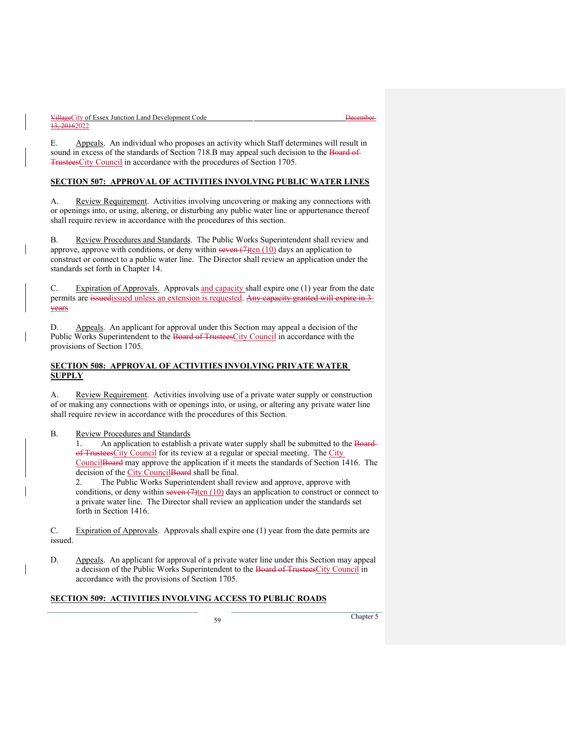E. Appeals. An individual who proposes an activity which Staff determines will result in sound in excess of the standards of Section 718.B may appeal such decision to the ~~Board of Trustees~~City Council in accordance with the procedures of Section 1705.

## SECTION 507: APPROVAL OF ACTIVITIES INVOLVING PUBLIC WATER LINES

A. Review Requirement. Activities involving uncovering or making any connections with or openings into, or using, altering, or disturbing any public water line or appurtenance thereof shall require review in accordance with the procedures of this section.

B. Review Procedures and Standards. The Public Works Superintendent shall review and approve, approve with conditions, or deny within ~~seven (7)~~ten (10) days an application to construct or connect to a public water line. The Director shall review an application under the standards set forth in Chapter 14.

C. Expiration of Approvals. Approvals and capacity shall expire one (1) year from the date permits are ~~issued~~issued unless an extension is requested. ~~Any capacity granted will expire in 3 years~~

D. Appeals. An applicant for approval under this Section may appeal a decision of the Public Works Superintendent to the ~~Board of Trustees~~City Council in accordance with the provisions of Section 1705.

## SECTION 508: APPROVAL OF ACTIVITIES INVOLVING PRIVATE WATER SUPPLY

A. Review Requirement. Activities involving use of a private water supply or construction of or making any connections with or openings into, or using, or altering any private water line shall require review in accordance with the procedures of this Section.

B. Review Procedures and Standards

1. An application to establish a private water supply shall be submitted to the ~~Board of Trustees~~City Council for its review at a regular or special meeting. The City Council~~Board~~ may approve the application if it meets the standards of Section 1416. The decision of the City Council~~Board~~ shall be final.
2. The Public Works Superintendent shall review and approve, approve with conditions, or deny within ~~seven (7)~~ten (10) days an application to construct or connect to a private water line. The Director shall review an application under the standards set forth in Section 1416.

C. Expiration of Approvals. Approvals shall expire one (1) year from the date permits are issued.

D. Appeals. An applicant for approval of a private water line under this Section may appeal a decision of the Public Works Superintendent to the ~~Board of Trustees~~City Council in accordance with the provisions of Section 1705.

## SECTION 509: ACTIVITIES INVOLVING ACCESS TO PUBLIC ROADS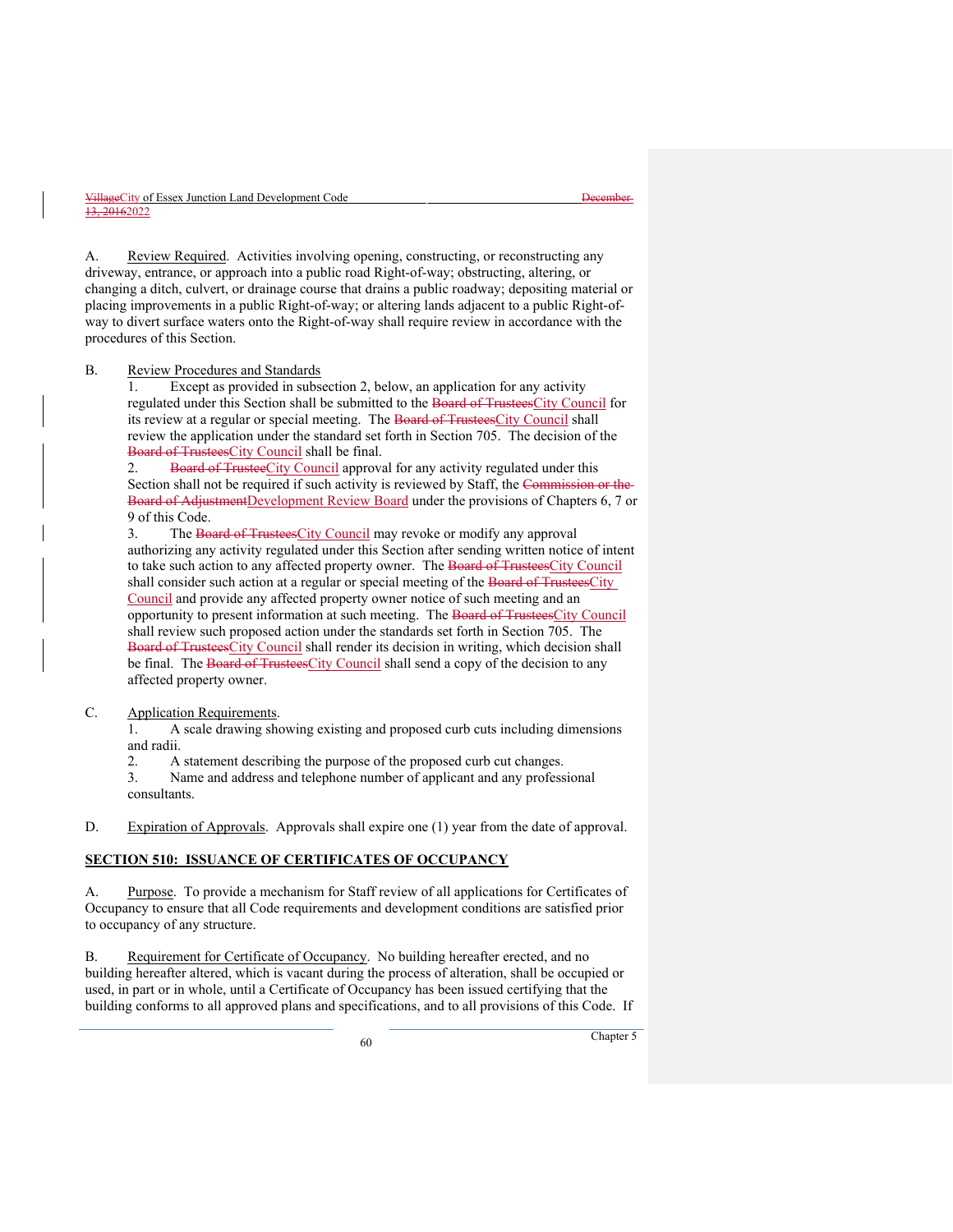A. Review Required. Activities involving opening, constructing, or reconstructing any driveway, entrance, or approach into a public road Right-of-way; obstructing, altering, or changing a ditch, culvert, or drainage course that drains a public roadway; depositing material or placing improvements in a public Right-of-way; or altering lands adjacent to a public Right-of-way to divert surface waters onto the Right-of-way shall require review in accordance with the procedures of this Section.

B. Review Procedures and Standards

1. Except as provided in subsection 2, below, an application for any activity regulated under this Section shall be submitted to the ~~Board of Trustees~~City Council for its review at a regular or special meeting. The ~~Board of Trustees~~City Council shall review the application under the standard set forth in Section 705. The decision of the ~~Board of Trustees~~City Council shall be final.

2. ~~Board of Trustee~~City Council approval for any activity regulated under this Section shall not be required if such activity is reviewed by Staff, the ~~Commission or the Board of Adjustment~~Development Review Board under the provisions of Chapters 6, 7 or 9 of this Code.

3. The ~~Board of Trustees~~City Council may revoke or modify any approval authorizing any activity regulated under this Section after sending written notice of intent to take such action to any affected property owner. The ~~Board of Trustees~~City Council shall consider such action at a regular or special meeting of the ~~Board of Trustees~~City Council and provide any affected property owner notice of such meeting and an opportunity to present information at such meeting. The ~~Board of Trustees~~City Council shall review such proposed action under the standards set forth in Section 705. The ~~Board of Trustees~~City Council shall render its decision in writing, which decision shall be final. The ~~Board of Trustees~~City Council shall send a copy of the decision to any affected property owner.

C. Application Requirements.

1. A scale drawing showing existing and proposed curb cuts including dimensions and radii.
2. A statement describing the purpose of the proposed curb cut changes.
3. Name and address and telephone number of applicant and any professional consultants.

D. Expiration of Approvals. Approvals shall expire one (1) year from the date of approval.

## SECTION 510: ISSUANCE OF CERTIFICATES OF OCCUPANCY

A. Purpose. To provide a mechanism for Staff review of all applications for Certificates of Occupancy to ensure that all Code requirements and development conditions are satisfied prior to occupancy of any structure.

B. Requirement for Certificate of Occupancy. No building hereafter erected, and no building hereafter altered, which is vacant during the process of alteration, shall be occupied or used, in part or in whole, until a Certificate of Occupancy has been issued certifying that the building conforms to all approved plans and specifications, and to all provisions of this Code. If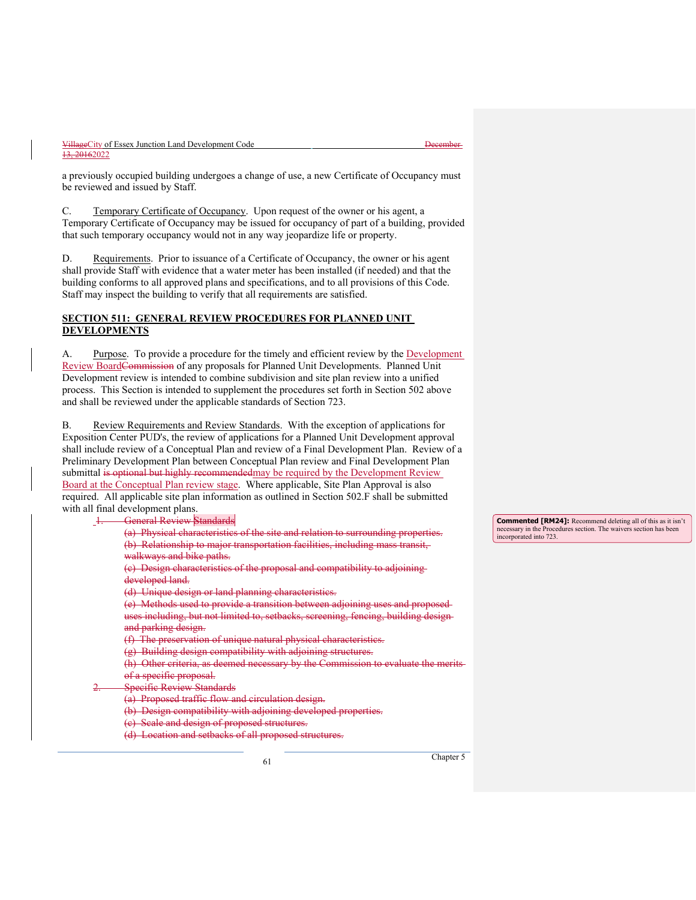a previously occupied building undergoes a change of use, a new Certificate of Occupancy must be reviewed and issued by Staff.

C. Temporary Certificate of Occupancy. Upon request of the owner or his agent, a Temporary Certificate of Occupancy may be issued for occupancy of part of a building, provided that such temporary occupancy would not in any way jeopardize life or property.

D. Requirements. Prior to issuance of a Certificate of Occupancy, the owner or his agent shall provide Staff with evidence that a water meter has been installed (if needed) and that the building conforms to all approved plans and specifications, and to all provisions of this Code. Staff may inspect the building to verify that all requirements are satisfied.

**SECTION 511: GENERAL REVIEW PROCEDURES FOR PLANNED UNIT DEVELOPMENTS**

A. Purpose. To provide a procedure for the timely and efficient review by the Development Review Board~~Commission~~ of any proposals for Planned Unit Developments. Planned Unit Development review is intended to combine subdivision and site plan review into a unified process. This Section is intended to supplement the procedures set forth in Section 502 above and shall be reviewed under the applicable standards of Section 723.

B. Review Requirements and Review Standards. With the exception of applications for Exposition Center PUD's, the review of applications for a Planned Unit Development approval shall include review of a Conceptual Plan and review of a Final Development Plan. Review of a Preliminary Development Plan between Conceptual Plan review and Final Development Plan submittal ~~is optional but highly recommended~~may be required by the Development Review Board at the Conceptual Plan review stage. Where applicable, Site Plan Approval is also required. All applicable site plan information as outlined in Section 502.F shall be submitted with all final development plans.

~~1. General Review Standards~~
~~(a) Physical characteristics of the site and relation to surrounding properties.~~
~~(b) Relationship to major transportation facilities, including mass transit, walkways and bike paths.~~
~~(c) Design characteristics of the proposal and compatibility to adjoining developed land.~~
~~(d) Unique design or land planning characteristics.~~
~~(e) Methods used to provide a transition between adjoining uses and proposed uses including, but not limited to, setbacks, screening, fencing, building design and parking design.~~
~~(f) The preservation of unique natural physical characteristics.~~
~~(g) Building design compatibility with adjoining structures.~~
~~(h) Other criteria, as deemed necessary by the Commission to evaluate the merits of a specific proposal.~~
~~2. Specific Review Standards~~
~~(a) Proposed traffic flow and circulation design.~~
~~(b) Design compatibility with adjoining developed properties.~~
~~(c) Scale and design of proposed structures.~~
~~(d) Location and setbacks of all proposed structures.~~

**Commented [RM24]:** Recommend deleting all of this as it isn't necessary in the Procedures section. The waivers section has been incorporated into 723.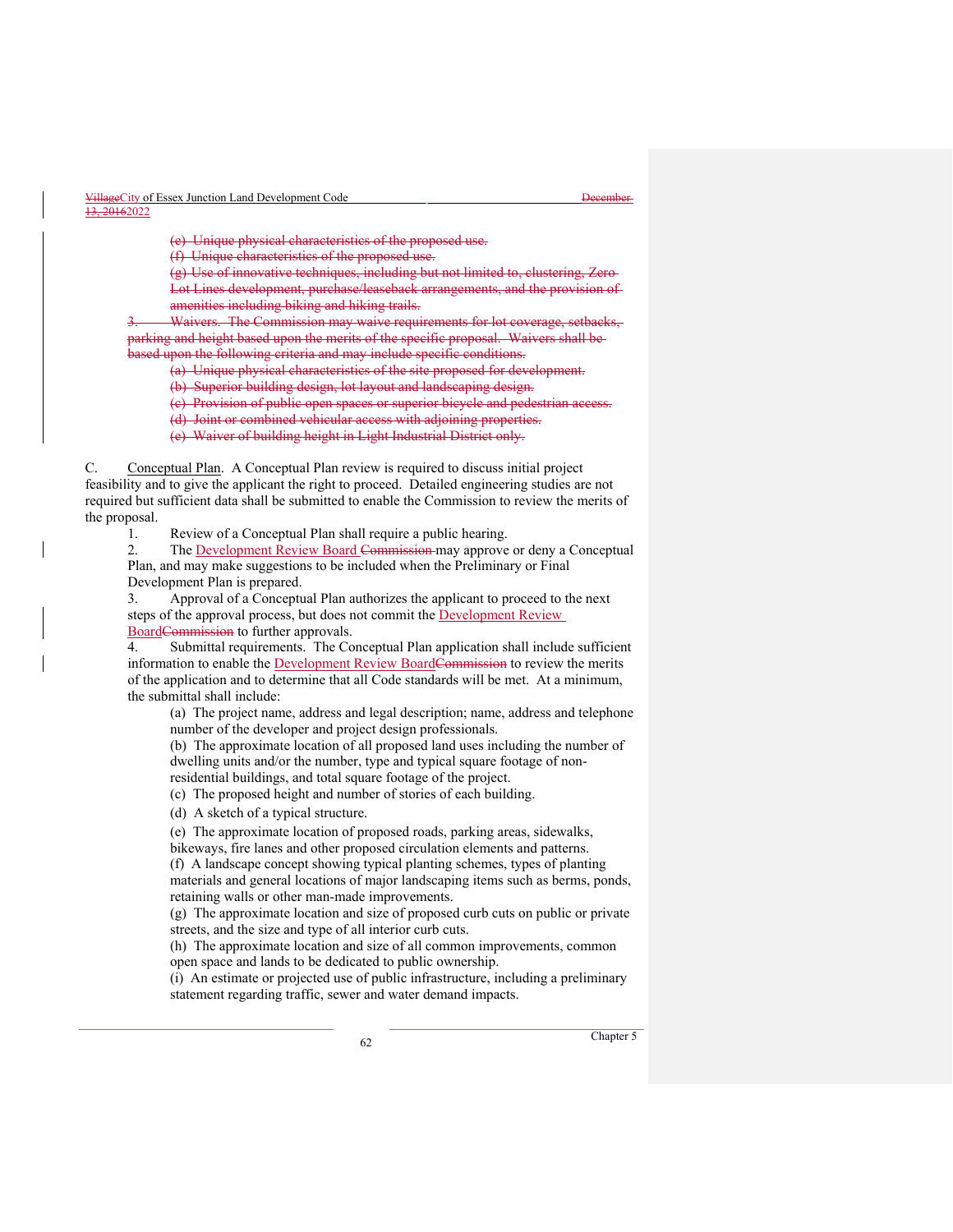~~(e) Unique physical characteristics of the proposed use.~~

~~(f) Unique characteristics of the proposed use.~~

~~(g) Use of innovative techniques, including but not limited to, clustering, Zero Lot Lines development, purchase/leaseback arrangements, and the provision of amenities including biking and hiking trails.~~

~~3. Waivers. The Commission may waive requirements for lot coverage, setbacks, parking and height based upon the merits of the specific proposal. Waivers shall be based upon the following criteria and may include specific conditions.~~

~~(a) Unique physical characteristics of the site proposed for development.~~

~~(b) Superior building design, lot layout and landscaping design.~~

~~(c) Provision of public open spaces or superior bicycle and pedestrian access.~~

~~(d) Joint or combined vehicular access with adjoining properties.~~

~~(e) Waiver of building height in Light Industrial District only.~~

C. Conceptual Plan. A Conceptual Plan review is required to discuss initial project feasibility and to give the applicant the right to proceed. Detailed engineering studies are not required but sufficient data shall be submitted to enable the Commission to review the merits of the proposal.

1. Review of a Conceptual Plan shall require a public hearing.
2. The Development Review Board ~~Commission~~ may approve or deny a Conceptual Plan, and may make suggestions to be included when the Preliminary or Final Development Plan is prepared.
3. Approval of a Conceptual Plan authorizes the applicant to proceed to the next steps of the approval process, but does not commit the Development Review Board~~Commission~~ to further approvals.
4. Submittal requirements. The Conceptual Plan application shall include sufficient information to enable the Development Review Board~~Commission~~ to review the merits of the application and to determine that all Code standards will be met. At a minimum, the submittal shall include:

(a) The project name, address and legal description; name, address and telephone number of the developer and project design professionals.

(b) The approximate location of all proposed land uses including the number of dwelling units and/or the number, type and typical square footage of non-residential buildings, and total square footage of the project.

(c) The proposed height and number of stories of each building.

(d) A sketch of a typical structure.

(e) The approximate location of proposed roads, parking areas, sidewalks, bikeways, fire lanes and other proposed circulation elements and patterns.

(f) A landscape concept showing typical planting schemes, types of planting materials and general locations of major landscaping items such as berms, ponds, retaining walls or other man-made improvements.

(g) The approximate location and size of proposed curb cuts on public or private streets, and the size and type of all interior curb cuts.

(h) The approximate location and size of all common improvements, common open space and lands to be dedicated to public ownership.

(i) An estimate or projected use of public infrastructure, including a preliminary statement regarding traffic, sewer and water demand impacts.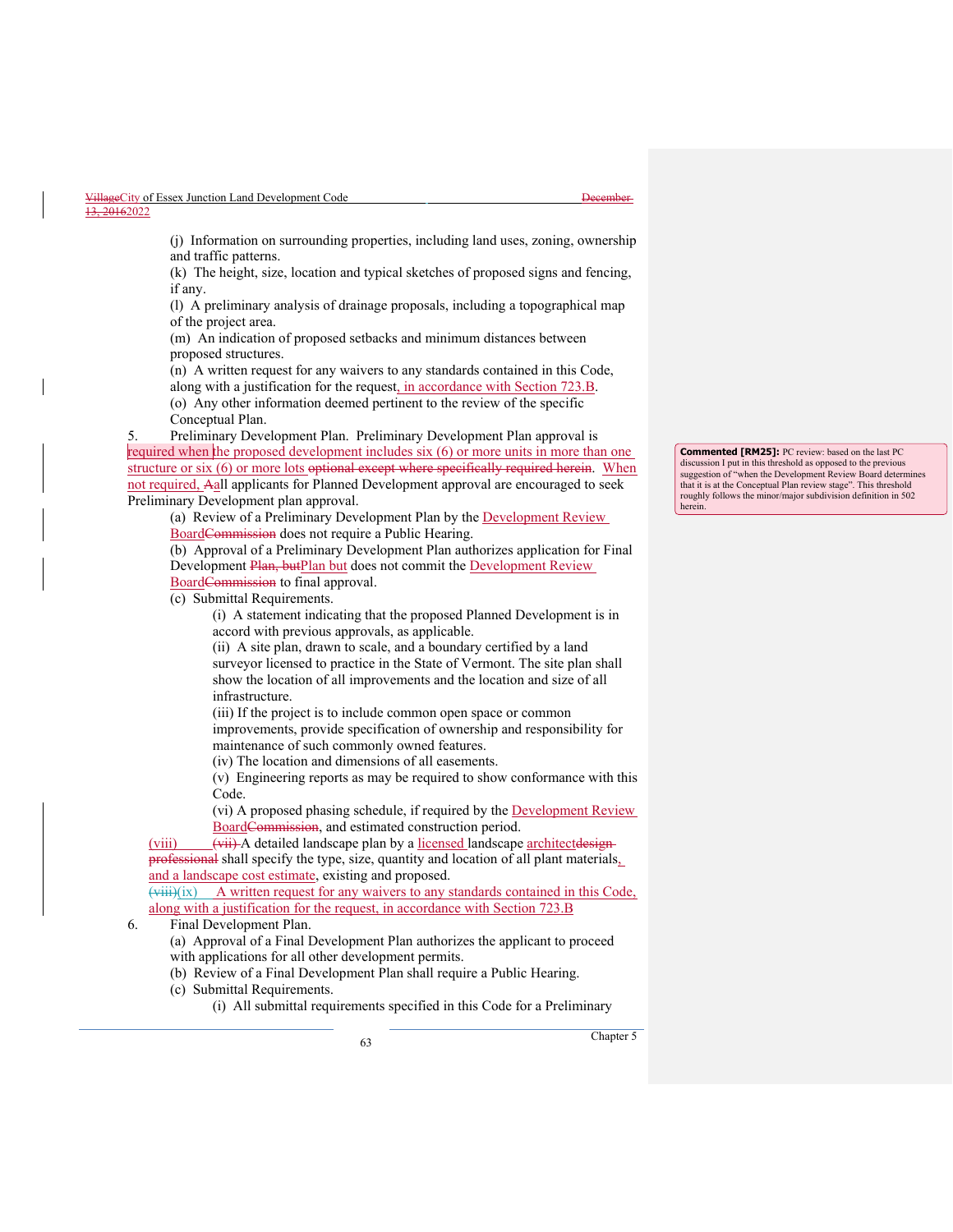(j) Information on surrounding properties, including land uses, zoning, ownership and traffic patterns.

(k) The height, size, location and typical sketches of proposed signs and fencing, if any.

(l) A preliminary analysis of drainage proposals, including a topographical map of the project area.

(m) An indication of proposed setbacks and minimum distances between proposed structures.

(n) A written request for any waivers to any standards contained in this Code, along with a justification for the request, in accordance with Section 723.B.

(o) Any other information deemed pertinent to the review of the specific Conceptual Plan.

5. Preliminary Development Plan. Preliminary Development Plan approval is required when the proposed development includes six (6) or more units in more than one structure or six (6) or more lots ~~optional except where specifically required herein~~. When not required, ~~A~~all applicants for Planned Development approval are encouraged to seek Preliminary Development plan approval.

(a) Review of a Preliminary Development Plan by the Development Review Board~~Commission~~ does not require a Public Hearing.

(b) Approval of a Preliminary Development Plan authorizes application for Final Development ~~Plan, but~~Plan but does not commit the Development Review Board~~Commission~~ to final approval.

(c) Submittal Requirements.

(i) A statement indicating that the proposed Planned Development is in accord with previous approvals, as applicable.

(ii) A site plan, drawn to scale, and a boundary certified by a land surveyor licensed to practice in the State of Vermont. The site plan shall show the location of all improvements and the location and size of all infrastructure.

(iii) If the project is to include common open space or common improvements, provide specification of ownership and responsibility for maintenance of such commonly owned features.

(iv) The location and dimensions of all easements.

(v) Engineering reports as may be required to show conformance with this Code.

(vi) A proposed phasing schedule, if required by the Development Review Board~~Commission~~, and estimated construction period.

(viii) ~~(vii)~~ A detailed landscape plan by a licensed landscape architect~~design professional~~ shall specify the type, size, quantity and location of all plant materials, and a landscape cost estimate, existing and proposed.

~~(viii)~~(ix) A written request for any waivers to any standards contained in this Code, along with a justification for the request, in accordance with Section 723.B

6. Final Development Plan.

(a) Approval of a Final Development Plan authorizes the applicant to proceed with applications for all other development permits.

(b) Review of a Final Development Plan shall require a Public Hearing.

(c) Submittal Requirements.

(i) All submittal requirements specified in this Code for a Preliminary

**Commented [RM25]:** PC review: based on the last PC discussion I put in this threshold as opposed to the previous suggestion of "when the Development Review Board determines that it is at the Conceptual Plan review stage". This threshold roughly follows the minor/major subdivision definition in 502 herein.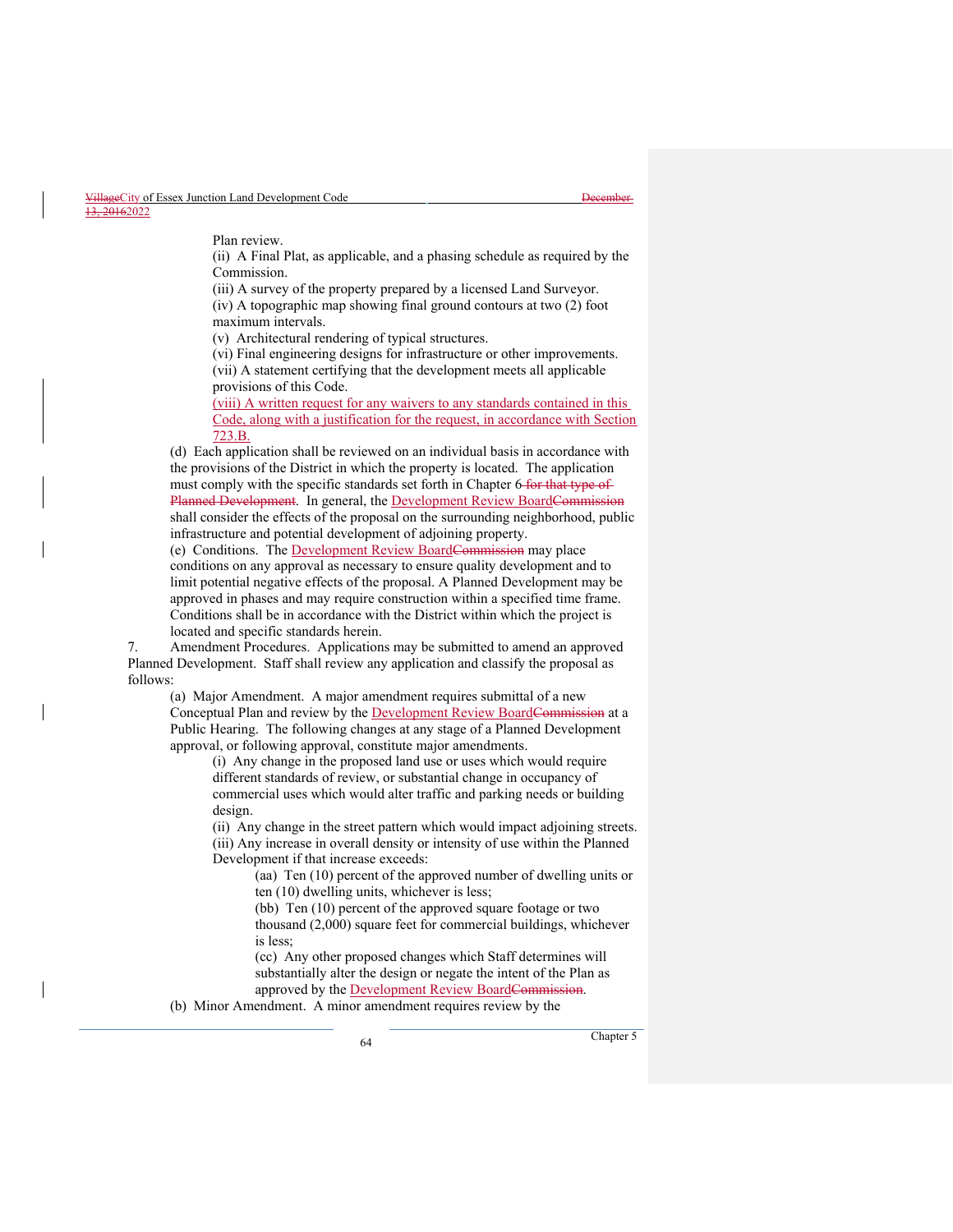Plan review.

(ii) A Final Plat, as applicable, and a phasing schedule as required by the Commission.

(iii) A survey of the property prepared by a licensed Land Surveyor.

(iv) A topographic map showing final ground contours at two (2) foot maximum intervals.

(v) Architectural rendering of typical structures.

(vi) Final engineering designs for infrastructure or other improvements.

(vii) A statement certifying that the development meets all applicable provisions of this Code.

(viii) A written request for any waivers to any standards contained in this Code, along with a justification for the request, in accordance with Section 723.B.

(d) Each application shall be reviewed on an individual basis in accordance with the provisions of the District in which the property is located. The application must comply with the specific standards set forth in Chapter 6 ~~for that type of Planned Development~~. In general, the Development Review Board~~Commission~~ shall consider the effects of the proposal on the surrounding neighborhood, public infrastructure and potential development of adjoining property.

(e) Conditions. The Development Review Board~~Commission~~ may place conditions on any approval as necessary to ensure quality development and to limit potential negative effects of the proposal. A Planned Development may be approved in phases and may require construction within a specified time frame. Conditions shall be in accordance with the District within which the project is located and specific standards herein.

7. Amendment Procedures. Applications may be submitted to amend an approved Planned Development. Staff shall review any application and classify the proposal as follows:

(a) Major Amendment. A major amendment requires submittal of a new Conceptual Plan and review by the Development Review Board~~Commission~~ at a Public Hearing. The following changes at any stage of a Planned Development approval, or following approval, constitute major amendments.

(i) Any change in the proposed land use or uses which would require different standards of review, or substantial change in occupancy of commercial uses which would alter traffic and parking needs or building design.

(ii) Any change in the street pattern which would impact adjoining streets.

(iii) Any increase in overall density or intensity of use within the Planned Development if that increase exceeds:

(aa) Ten (10) percent of the approved number of dwelling units or ten (10) dwelling units, whichever is less;

(bb) Ten (10) percent of the approved square footage or two thousand (2,000) square feet for commercial buildings, whichever is less;

(cc) Any other proposed changes which Staff determines will substantially alter the design or negate the intent of the Plan as approved by the Development Review Board~~Commission~~.

(b) Minor Amendment. A minor amendment requires review by the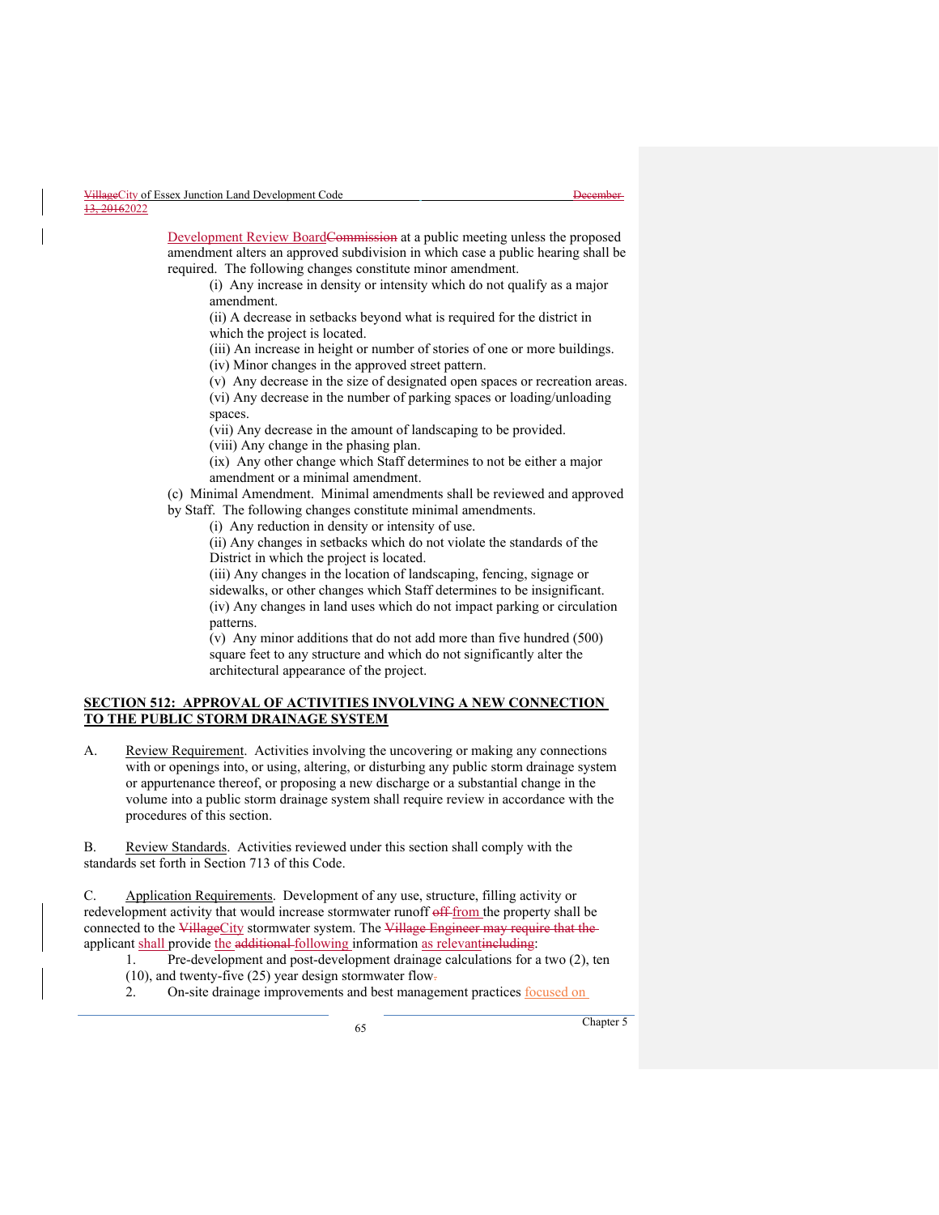Development Review Board~~Commission~~ at a public meeting unless the proposed amendment alters an approved subdivision in which case a public hearing shall be required. The following changes constitute minor amendment.

(i) Any increase in density or intensity which do not qualify as a major amendment.

(ii) A decrease in setbacks beyond what is required for the district in which the project is located.

(iii) An increase in height or number of stories of one or more buildings.

(iv) Minor changes in the approved street pattern.

(v) Any decrease in the size of designated open spaces or recreation areas.

(vi) Any decrease in the number of parking spaces or loading/unloading spaces.

(vii) Any decrease in the amount of landscaping to be provided.

(viii) Any change in the phasing plan.

(ix) Any other change which Staff determines to not be either a major amendment or a minimal amendment.

(c) Minimal Amendment. Minimal amendments shall be reviewed and approved by Staff. The following changes constitute minimal amendments.

(i) Any reduction in density or intensity of use.

(ii) Any changes in setbacks which do not violate the standards of the District in which the project is located.

(iii) Any changes in the location of landscaping, fencing, signage or sidewalks, or other changes which Staff determines to be insignificant.

(iv) Any changes in land uses which do not impact parking or circulation patterns.

(v) Any minor additions that do not add more than five hundred (500) square feet to any structure and which do not significantly alter the architectural appearance of the project.

## SECTION 512: APPROVAL OF ACTIVITIES INVOLVING A NEW CONNECTION TO THE PUBLIC STORM DRAINAGE SYSTEM

A. Review Requirement. Activities involving the uncovering or making any connections with or openings into, or using, altering, or disturbing any public storm drainage system or appurtenance thereof, or proposing a new discharge or a substantial change in the volume into a public storm drainage system shall require review in accordance with the procedures of this section.

B. Review Standards. Activities reviewed under this section shall comply with the standards set forth in Section 713 of this Code.

C. Application Requirements. Development of any use, structure, filling activity or redevelopment activity that would increase stormwater runoff ~~off~~ from the property shall be connected to the ~~Village~~City stormwater system. The ~~Village Engineer may require that the~~ applicant shall provide the ~~additional~~ following information as relevant~~including~~:

1. Pre-development and post-development drainage calculations for a two (2), ten (10), and twenty-five (25) year design stormwater flow~~.~~
2. On-site drainage improvements and best management practices focused on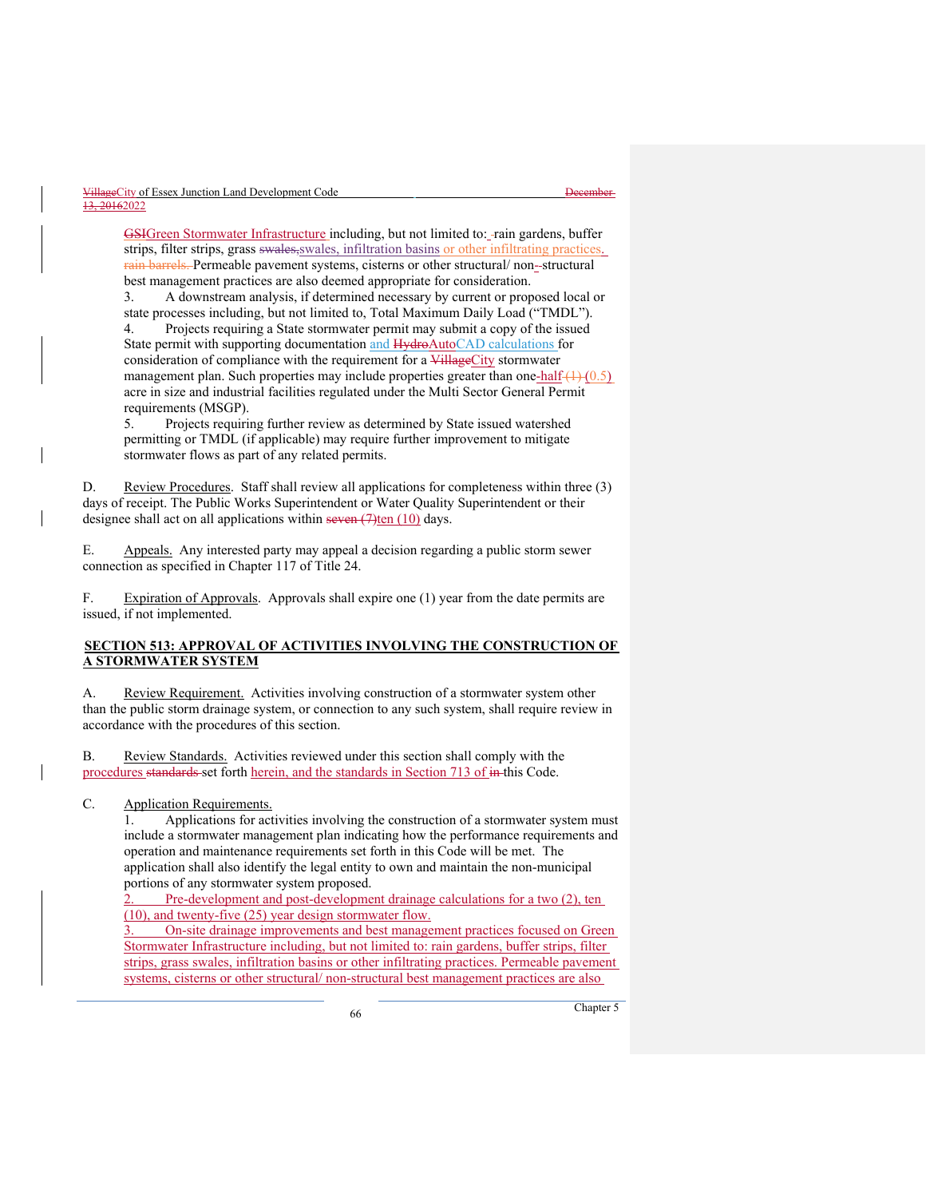GSIGreen Stormwater Infrastructure including, but not limited to: rain gardens, buffer strips, filter strips, grass swales,swales, infiltration basins or other infiltrating practices. rain barrels. Permeable pavement systems, cisterns or other structural/ non--structural best management practices are also deemed appropriate for consideration.

3. A downstream analysis, if determined necessary by current or proposed local or state processes including, but not limited to, Total Maximum Daily Load ("TMDL").

4. Projects requiring a State stormwater permit may submit a copy of the issued State permit with supporting documentation and HydroAutoCAD calculations for consideration of compliance with the requirement for a VillageCity stormwater management plan. Such properties may include properties greater than one-half (1) (0.5) acre in size and industrial facilities regulated under the Multi Sector General Permit requirements (MSGP).

5. Projects requiring further review as determined by State issued watershed permitting or TMDL (if applicable) may require further improvement to mitigate stormwater flows as part of any related permits.

D. Review Procedures. Staff shall review all applications for completeness within three (3) days of receipt. The Public Works Superintendent or Water Quality Superintendent or their designee shall act on all applications within seven (7)ten (10) days.

E. Appeals. Any interested party may appeal a decision regarding a public storm sewer connection as specified in Chapter 117 of Title 24.

F. Expiration of Approvals. Approvals shall expire one (1) year from the date permits are issued, if not implemented.

## SECTION 513: APPROVAL OF ACTIVITIES INVOLVING THE CONSTRUCTION OF A STORMWATER SYSTEM

A. Review Requirement. Activities involving construction of a stormwater system other than the public storm drainage system, or connection to any such system, shall require review in accordance with the procedures of this section.

B. Review Standards. Activities reviewed under this section shall comply with the procedures standards set forth herein, and the standards in Section 713 of in this Code.

C. Application Requirements.

1. Applications for activities involving the construction of a stormwater system must include a stormwater management plan indicating how the performance requirements and operation and maintenance requirements set forth in this Code will be met. The application shall also identify the legal entity to own and maintain the non-municipal portions of any stormwater system proposed.

2. Pre-development and post-development drainage calculations for a two (2), ten (10), and twenty-five (25) year design stormwater flow.

3. On-site drainage improvements and best management practices focused on Green Stormwater Infrastructure including, but not limited to: rain gardens, buffer strips, filter strips, grass swales, infiltration basins or other infiltrating practices. Permeable pavement systems, cisterns or other structural/ non-structural best management practices are also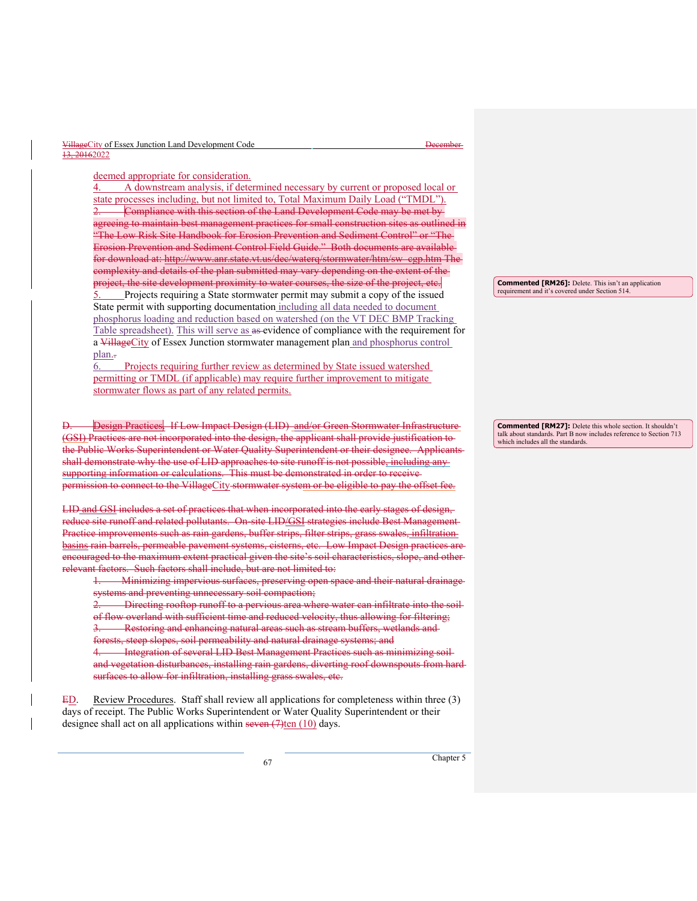deemed appropriate for consideration.

4. A downstream analysis, if determined necessary by current or proposed local or state processes including, but not limited to, Total Maximum Daily Load ("TMDL").

~~2. Compliance with this section of the Land Development Code may be met by agreeing to maintain best management practices for small construction sites as outlined in "The Low Risk Site Handbook for Erosion Prevention and Sediment Control" or "The Erosion Prevention and Sediment Control Field Guide." Both documents are available for download at: http://www.anr.state.vt.us/dec/waterq/stormwater/htm/sw_cgp.htm The complexity and details of the plan submitted may vary depending on the extent of the project, the site development proximity to water courses, the size of the project, etc.~~

5. Projects requiring a State stormwater permit may submit a copy of the issued State permit with supporting documentation including all data needed to document phosphorus loading and reduction based on watershed (on the VT DEC BMP Tracking Table spreadsheet). This will serve as ~~as~~ evidence of compliance with the requirement for a ~~Village~~City of Essex Junction stormwater management plan and phosphorus control plan.~~.~~

6. Projects requiring further review as determined by State issued watershed permitting or TMDL (if applicable) may require further improvement to mitigate stormwater flows as part of any related permits.

> **Commented [RM26]:** Delete. This isn't an application requirement and it's covered under Section 514.

~~D. Design Practices. If Low Impact Design (LID) and/or Green Stormwater Infrastructure (GSI) Practices are not incorporated into the design, the applicant shall provide justification to the Public Works Superintendent or Water Quality Superintendent or their designee. Applicants shall demonstrate why the use of LID approaches to site runoff is not possible, including any supporting information or calculations. This must be demonstrated in order to receive permission to connect to the VillageCity stormwater system or be eligible to pay the offset fee.~~

~~LID and GSI includes a set of practices that when incorporated into the early stages of design, reduce site runoff and related pollutants. On-site LID/GSI strategies include Best Management Practice improvements such as rain gardens, buffer strips, filter strips, grass swales, infiltration basins rain barrels, permeable pavement systems, cisterns, etc. Low Impact Design practices are encouraged to the maximum extent practical given the site's soil characteristics, slope, and other relevant factors. Such factors shall include, but are not limited to:~~

~~1. Minimizing impervious surfaces, preserving open space and their natural drainage systems and preventing unnecessary soil compaction;~~
~~2. Directing rooftop runoff to a pervious area where water can infiltrate into the soil of flow overland with sufficient time and reduced velocity, thus allowing for filtering;~~
~~3. Restoring and enhancing natural areas such as stream buffers, wetlands and forests, steep slopes, soil permeability and natural drainage systems; and~~
~~4. Integration of several LID Best Management Practices such as minimizing soil and vegetation disturbances, installing rain gardens, diverting roof downspouts from hard surfaces to allow for infiltration, installing grass swales, etc.~~

> **Commented [RM27]:** Delete this whole section. It shouldn't talk about standards. Part B now includes reference to Section 713 which includes all the standards.

~~E~~D. Review Procedures. Staff shall review all applications for completeness within three (3) days of receipt. The Public Works Superintendent or Water Quality Superintendent or their designee shall act on all applications within ~~seven (7)~~ten (10) days.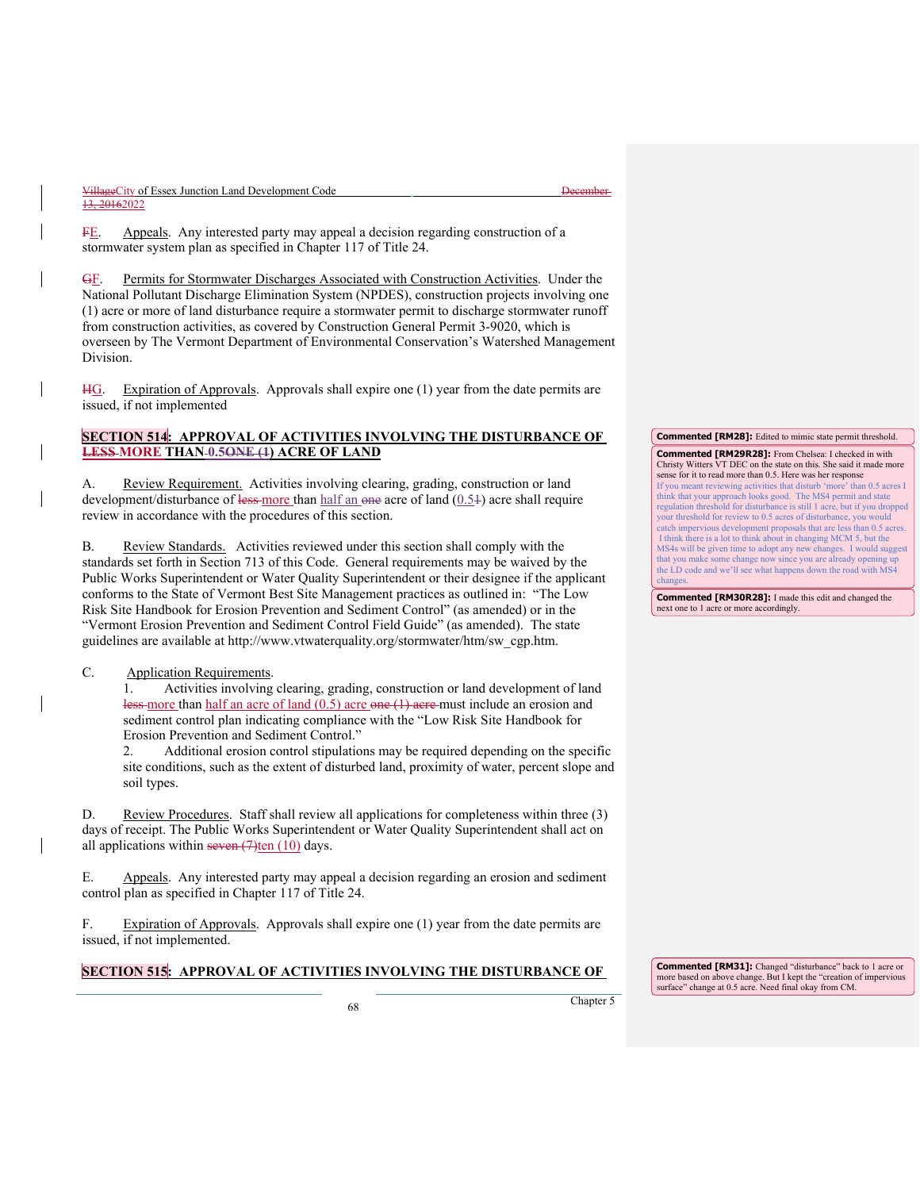F E. Appeals. Any interested party may appeal a decision regarding construction of a stormwater system plan as specified in Chapter 117 of Title 24.

G F. Permits for Stormwater Discharges Associated with Construction Activities. Under the National Pollutant Discharge Elimination System (NPDES), construction projects involving one (1) acre or more of land disturbance require a stormwater permit to discharge stormwater runoff from construction activities, as covered by Construction General Permit 3-9020, which is overseen by The Vermont Department of Environmental Conservation's Watershed Management Division.

H G. Expiration of Approvals. Approvals shall expire one (1) year from the date permits are issued, if not implemented

## SECTION 514: APPROVAL OF ACTIVITIES INVOLVING THE DISTURBANCE OF ~~LESS~~ MORE THAN ~~0.5~~ ~~ONE (1)~~ ACRE OF LAND

A. Review Requirement. Activities involving clearing, grading, construction or land development/disturbance of ~~less~~ more than half an ~~one~~ acre of land (0.5~~1~~) acre shall require review in accordance with the procedures of this section.

B. Review Standards. Activities reviewed under this section shall comply with the standards set forth in Section 713 of this Code. General requirements may be waived by the Public Works Superintendent or Water Quality Superintendent or their designee if the applicant conforms to the State of Vermont Best Site Management practices as outlined in: "The Low Risk Site Handbook for Erosion Prevention and Sediment Control" (as amended) or in the "Vermont Erosion Prevention and Sediment Control Field Guide" (as amended). The state guidelines are available at http://www.vtwaterquality.org/stormwater/htm/sw_cgp.htm.

C. Application Requirements.

1. Activities involving clearing, grading, construction or land development of land ~~less~~ more than half an acre of land (0.5) acre ~~one (1) acre~~ must include an erosion and sediment control plan indicating compliance with the "Low Risk Site Handbook for Erosion Prevention and Sediment Control."
2. Additional erosion control stipulations may be required depending on the specific site conditions, such as the extent of disturbed land, proximity of water, percent slope and soil types.

D. Review Procedures. Staff shall review all applications for completeness within three (3) days of receipt. The Public Works Superintendent or Water Quality Superintendent shall act on all applications within ~~seven (7)~~ten (10) days.

E. Appeals. Any interested party may appeal a decision regarding an erosion and sediment control plan as specified in Chapter 117 of Title 24.

F. Expiration of Approvals. Approvals shall expire one (1) year from the date permits are issued, if not implemented.

## SECTION 515: APPROVAL OF ACTIVITIES INVOLVING THE DISTURBANCE OF

**Commented [RM28]:** Edited to mimic state permit threshold.

**Commented [RM29R28]:** From Chelsea: I checked in with Christy Witters VT DEC on the state on this. She said it made more sense for it to read more than 0.5. Here was her response
If you meant reviewing activities that disturb 'more' than 0.5 acres I think that your approach looks good. The MS4 permit and state regulation threshold for disturbance is still 1 acre, but if you dropped your threshold for review to 0.5 acres of disturbance, you would catch impervious development proposals that are less than 0.5 acres. I think there is a lot to think about in changing MCM 5, but the MS4s will be given time to adopt any new changes. I would suggest that you make some change now since you are already opening up the LD code and we'll see what happens down the road with MS4 changes.

**Commented [RM30R28]:** I made this edit and changed the next one to 1 acre or more accordingly.

**Commented [RM31]:** Changed "disturbance" back to 1 acre or more based on above change. But I kept the "creation of impervious surface" change at 0.5 acre. Need final okay from CM.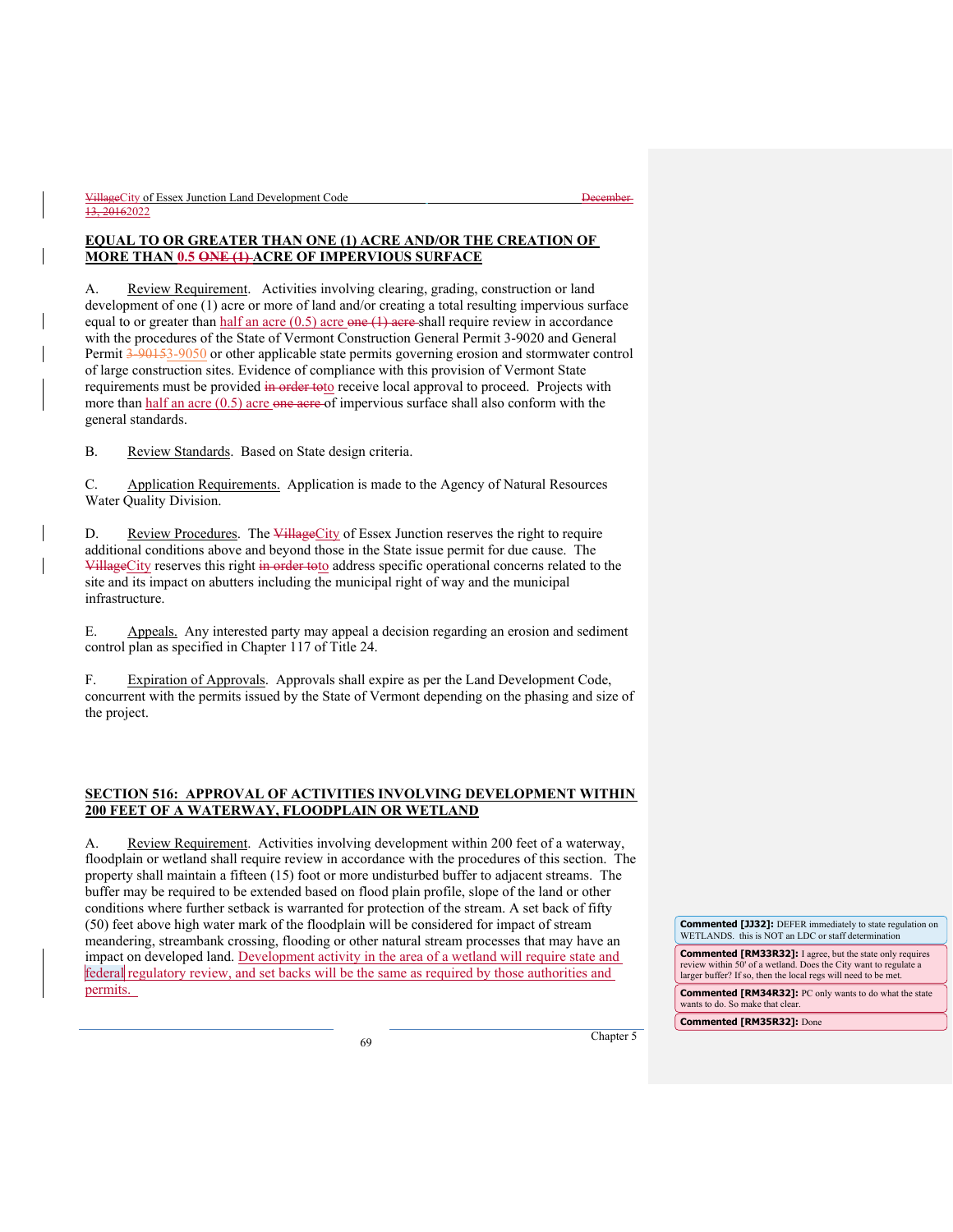**EQUAL TO OR GREATER THAN ONE (1) ACRE AND/OR THE CREATION OF MORE THAN 0.5 ~~ONE (1)~~ ACRE OF IMPERVIOUS SURFACE**

A. Review Requirement. Activities involving clearing, grading, construction or land development of one (1) acre or more of land and/or creating a total resulting impervious surface equal to or greater than half an acre (0.5) acre ~~one (1) acre~~ shall require review in accordance with the procedures of the State of Vermont Construction General Permit 3-9020 and General Permit ~~3-9015~~3-9050 or other applicable state permits governing erosion and stormwater control of large construction sites. Evidence of compliance with this provision of Vermont State requirements must be provided ~~in order to~~to receive local approval to proceed. Projects with more than half an acre (0.5) acre ~~one acre~~ of impervious surface shall also conform with the general standards.

B. Review Standards. Based on State design criteria.

C. Application Requirements. Application is made to the Agency of Natural Resources Water Quality Division.

D. Review Procedures. The ~~Village~~City of Essex Junction reserves the right to require additional conditions above and beyond those in the State issue permit for due cause. The ~~Village~~City reserves this right ~~in order to~~to address specific operational concerns related to the site and its impact on abutters including the municipal right of way and the municipal infrastructure.

E. Appeals. Any interested party may appeal a decision regarding an erosion and sediment control plan as specified in Chapter 117 of Title 24.

F. Expiration of Approvals. Approvals shall expire as per the Land Development Code, concurrent with the permits issued by the State of Vermont depending on the phasing and size of the project.

**SECTION 516: APPROVAL OF ACTIVITIES INVOLVING DEVELOPMENT WITHIN 200 FEET OF A WATERWAY, FLOODPLAIN OR WETLAND**

A. Review Requirement. Activities involving development within 200 feet of a waterway, floodplain or wetland shall require review in accordance with the procedures of this section. The property shall maintain a fifteen (15) foot or more undisturbed buffer to adjacent streams. The buffer may be required to be extended based on flood plain profile, slope of the land or other conditions where further setback is warranted for protection of the stream. A set back of fifty (50) feet above high water mark of the floodplain will be considered for impact of stream meandering, streambank crossing, flooding or other natural stream processes that may have an impact on developed land. Development activity in the area of a wetland will require state and federal regulatory review, and set backs will be the same as required by those authorities and permits.

**Commented [JJ32]:** DEFER immediately to state regulation on WETLANDS. this is NOT an LDC or staff determination

**Commented [RM33R32]:** I agree, but the state only requires review within 50' of a wetland. Does the City want to regulate a larger buffer? If so, then the local regs will need to be met.

**Commented [RM34R32]:** PC only wants to do what the state wants to do. So make that clear.

**Commented [RM35R32]:** Done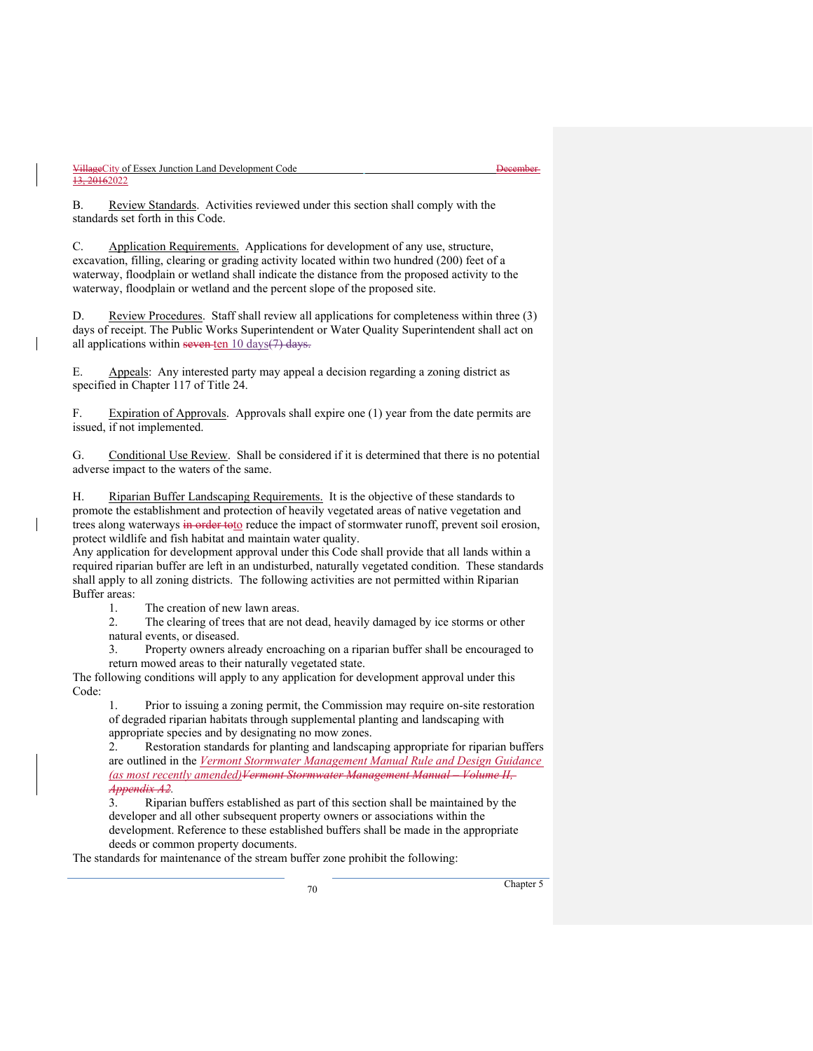B. Review Standards. Activities reviewed under this section shall comply with the standards set forth in this Code.

C. Application Requirements. Applications for development of any use, structure, excavation, filling, clearing or grading activity located within two hundred (200) feet of a waterway, floodplain or wetland shall indicate the distance from the proposed activity to the waterway, floodplain or wetland and the percent slope of the proposed site.

D. Review Procedures. Staff shall review all applications for completeness within three (3) days of receipt. The Public Works Superintendent or Water Quality Superintendent shall act on all applications within ~~seven~~ ten 10 days~~(7) days.~~

E. Appeals: Any interested party may appeal a decision regarding a zoning district as specified in Chapter 117 of Title 24.

F. Expiration of Approvals. Approvals shall expire one (1) year from the date permits are issued, if not implemented.

G. Conditional Use Review. Shall be considered if it is determined that there is no potential adverse impact to the waters of the same.

H. Riparian Buffer Landscaping Requirements. It is the objective of these standards to promote the establishment and protection of heavily vegetated areas of native vegetation and trees along waterways ~~in order to~~to reduce the impact of stormwater runoff, prevent soil erosion, protect wildlife and fish habitat and maintain water quality.

Any application for development approval under this Code shall provide that all lands within a required riparian buffer are left in an undisturbed, naturally vegetated condition. These standards shall apply to all zoning districts. The following activities are not permitted within Riparian Buffer areas:

1. The creation of new lawn areas.
2. The clearing of trees that are not dead, heavily damaged by ice storms or other natural events, or diseased.
3. Property owners already encroaching on a riparian buffer shall be encouraged to return mowed areas to their naturally vegetated state.

The following conditions will apply to any application for development approval under this Code:

1. Prior to issuing a zoning permit, the Commission may require on-site restoration of degraded riparian habitats through supplemental planting and landscaping with appropriate species and by designating no mow zones.
2. Restoration standards for planting and landscaping appropriate for riparian buffers are outlined in the *Vermont Stormwater Management Manual Rule and Design Guidance (as most recently amended)*~~*Vermont Stormwater Management Manual – Volume II, Appendix A2*~~.
3. Riparian buffers established as part of this section shall be maintained by the developer and all other subsequent property owners or associations within the development. Reference to these established buffers shall be made in the appropriate deeds or common property documents.

The standards for maintenance of the stream buffer zone prohibit the following: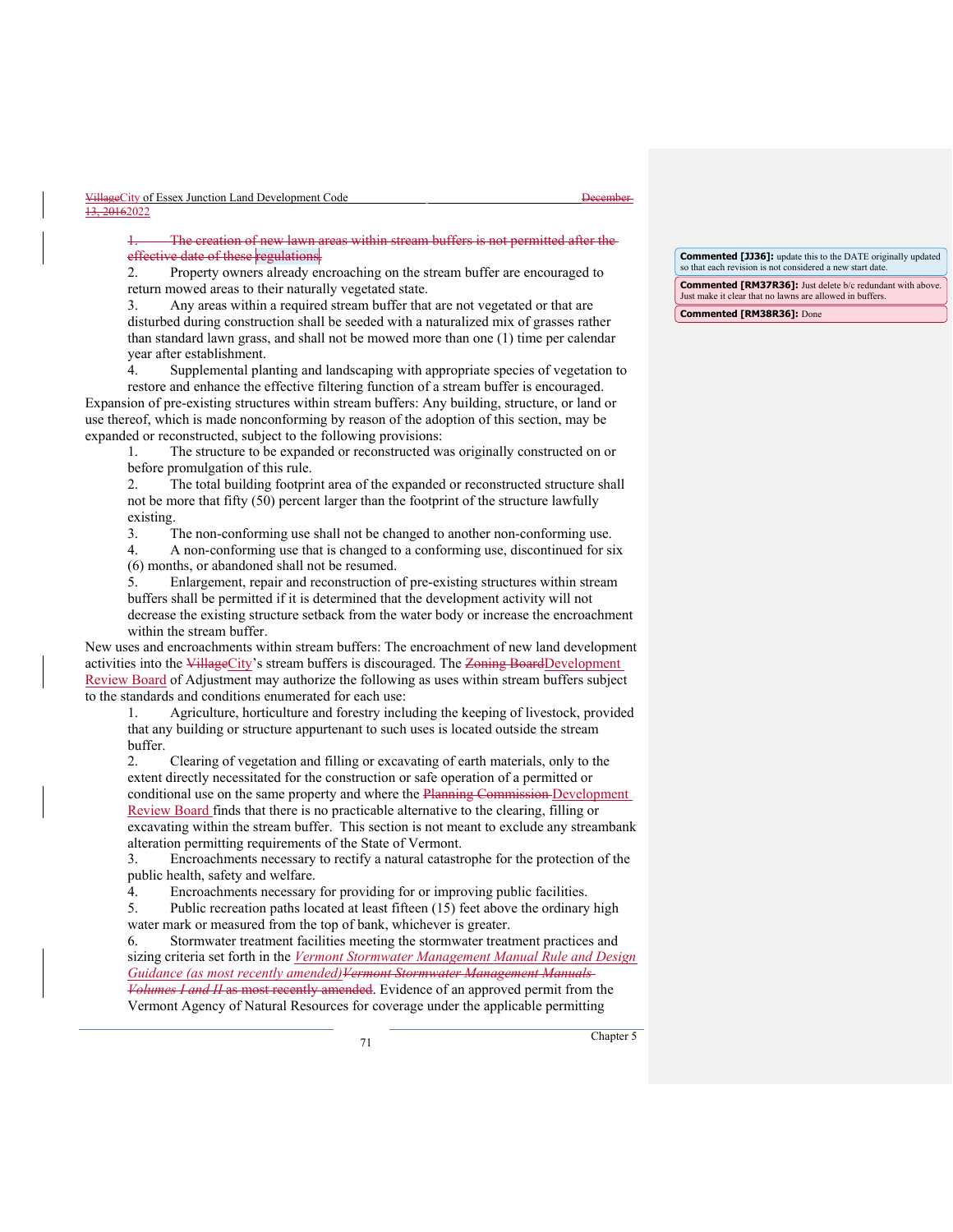~~1. The creation of new lawn areas within stream buffers is not permitted after the effective date of these regulations.~~

2. Property owners already encroaching on the stream buffer are encouraged to return mowed areas to their naturally vegetated state.
3. Any areas within a required stream buffer that are not vegetated or that are disturbed during construction shall be seeded with a naturalized mix of grasses rather than standard lawn grass, and shall not be mowed more than one (1) time per calendar year after establishment.
4. Supplemental planting and landscaping with appropriate species of vegetation to restore and enhance the effective filtering function of a stream buffer is encouraged.

Expansion of pre-existing structures within stream buffers: Any building, structure, or land or use thereof, which is made nonconforming by reason of the adoption of this section, may be expanded or reconstructed, subject to the following provisions:

1. The structure to be expanded or reconstructed was originally constructed on or before promulgation of this rule.
2. The total building footprint area of the expanded or reconstructed structure shall not be more that fifty (50) percent larger than the footprint of the structure lawfully existing.
3. The non-conforming use shall not be changed to another non-conforming use.
4. A non-conforming use that is changed to a conforming use, discontinued for six (6) months, or abandoned shall not be resumed.
5. Enlargement, repair and reconstruction of pre-existing structures within stream buffers shall be permitted if it is determined that the development activity will not decrease the existing structure setback from the water body or increase the encroachment within the stream buffer.

New uses and encroachments within stream buffers: The encroachment of new land development activities into the ~~Village~~City's stream buffers is discouraged. The ~~Zoning Board~~Development Review Board of Adjustment may authorize the following as uses within stream buffers subject to the standards and conditions enumerated for each use:

1. Agriculture, horticulture and forestry including the keeping of livestock, provided that any building or structure appurtenant to such uses is located outside the stream buffer.
2. Clearing of vegetation and filling or excavating of earth materials, only to the extent directly necessitated for the construction or safe operation of a permitted or conditional use on the same property and where the ~~Planning Commission~~ Development Review Board finds that there is no practicable alternative to the clearing, filling or excavating within the stream buffer. This section is not meant to exclude any streambank alteration permitting requirements of the State of Vermont.
3. Encroachments necessary to rectify a natural catastrophe for the protection of the public health, safety and welfare.
4. Encroachments necessary for providing for or improving public facilities.
5. Public recreation paths located at least fifteen (15) feet above the ordinary high water mark or measured from the top of bank, whichever is greater.
6. Stormwater treatment facilities meeting the stormwater treatment practices and sizing criteria set forth in the *Vermont Stormwater Management Manual Rule and Design Guidance (as most recently amended)*~~*Vermont Stormwater Management Manuals Volumes I and II* as most recently amended~~. Evidence of an approved permit from the Vermont Agency of Natural Resources for coverage under the applicable permitting

> **Commented [JJ36]:** update this to the DATE originally updated so that each revision is not considered a new start date.
>
> **Commented [RM37R36]:** Just delete b/c redundant with above. Just make it clear that no lawns are allowed in buffers.
>
> **Commented [RM38R36]:** Done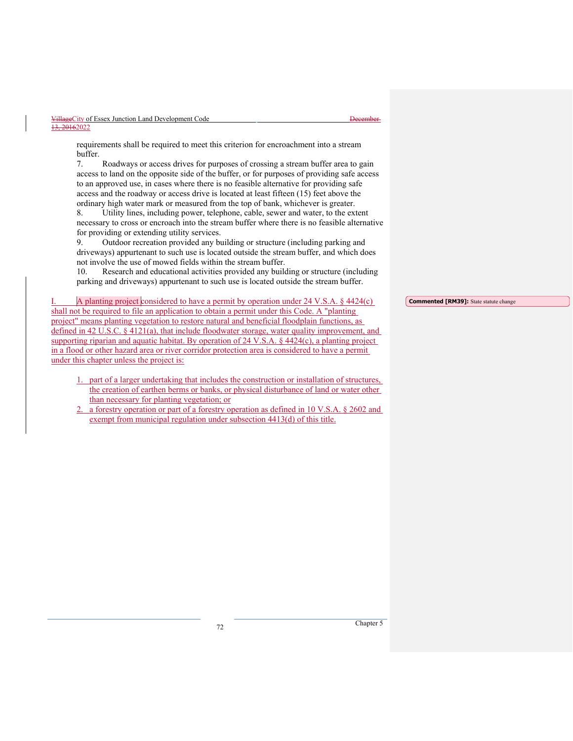requirements shall be required to meet this criterion for encroachment into a stream buffer.

7. Roadways or access drives for purposes of crossing a stream buffer area to gain access to land on the opposite side of the buffer, or for purposes of providing safe access to an approved use, in cases where there is no feasible alternative for providing safe access and the roadway or access drive is located at least fifteen (15) feet above the ordinary high water mark or measured from the top of bank, whichever is greater.
8. Utility lines, including power, telephone, cable, sewer and water, to the extent necessary to cross or encroach into the stream buffer where there is no feasible alternative for providing or extending utility services.
9. Outdoor recreation provided any building or structure (including parking and driveways) appurtenant to such use is located outside the stream buffer, and which does not involve the use of mowed fields within the stream buffer.
10. Research and educational activities provided any building or structure (including parking and driveways) appurtenant to such use is located outside the stream buffer.

I. A planting project considered to have a permit by operation under 24 V.S.A. § 4424(c) shall not be required to file an application to obtain a permit under this Code. A "planting project" means planting vegetation to restore natural and beneficial floodplain functions, as defined in 42 U.S.C. § 4121(a), that include floodwater storage, water quality improvement, and supporting riparian and aquatic habitat. By operation of 24 V.S.A. § 4424(c), a planting project in a flood or other hazard area or river corridor protection area is considered to have a permit under this chapter unless the project is:

1. part of a larger undertaking that includes the construction or installation of structures, the creation of earthen berms or banks, or physical disturbance of land or water other than necessary for planting vegetation; or
2. a forestry operation or part of a forestry operation as defined in 10 V.S.A. § 2602 and exempt from municipal regulation under subsection 4413(d) of this title.

Commented [RM39]: State statute change